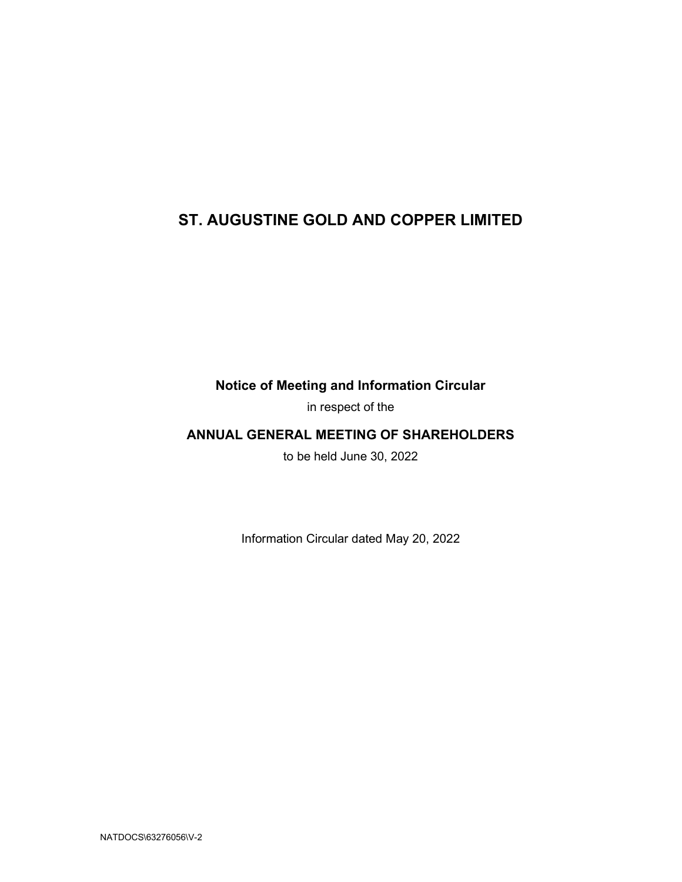# ST. AUGUSTINE GOLD AND COPPER LIMITED

**Notice of Meeting and Information Circular**

in respect of the

## ANNUAL GENERAL MEETING OF SHAREHOLDERS

to be held June 30, 2022

Information Circular dated May 20, 2022

NATDOCS\63276056\V-2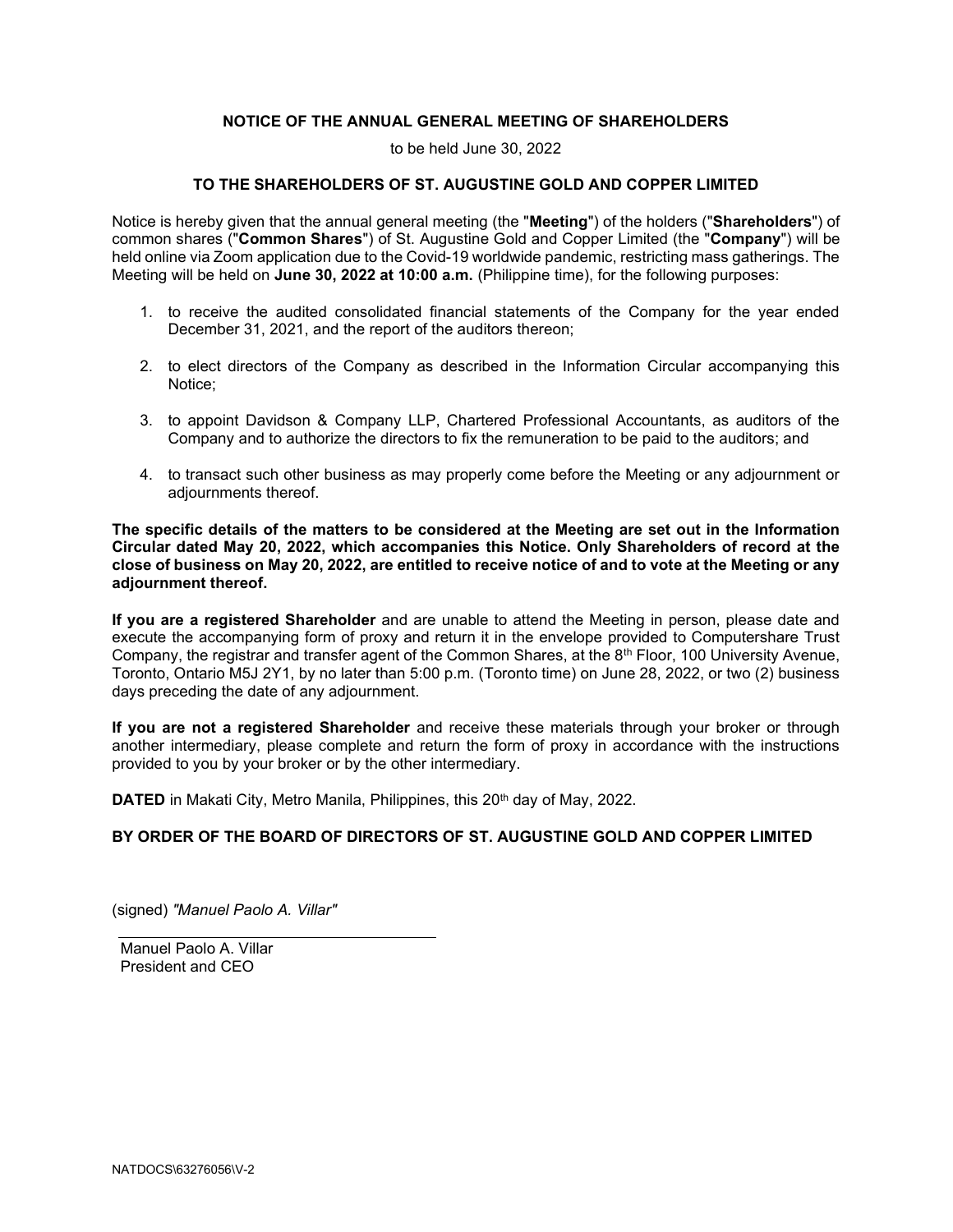**NOTICE OF THE ANNUAL GENERAL MEETING OF SHAREHOLDERS**

to be held June 30, 2022

**TO THE SHAREHOLDERS OF ST. AUGUSTINE GOLD AND COPPER LIMITED**

Notice is hereby given that the annual general meeting (the "**Meeting**") of the holders ("**Shareholders**") of common shares ("**Common Shares**") of St. Augustine Gold and Copper Limited (the "**Company**") will be held online via Zoom application due to the Covid-19 worldwide pandemic, restricting mass gatherings. The Meeting will be held on **June 30, 2022 at 10:00 a.m.** (Philippine time), for the following purposes:

1. to receive the audited consolidated financial statements of the Company for the year ended December 31, 2021, and the report of the auditors thereon;
2. to elect directors of the Company as described in the Information Circular accompanying this Notice;
3. to appoint Davidson & Company LLP, Chartered Professional Accountants, as auditors of the Company and to authorize the directors to fix the remuneration to be paid to the auditors; and
4. to transact such other business as may properly come before the Meeting or any adjournment or adjournments thereof.

**The specific details of the matters to be considered at the Meeting are set out in the Information Circular dated May 20, 2022, which accompanies this Notice. Only Shareholders of record at the close of business on May 20, 2022, are entitled to receive notice of and to vote at the Meeting or any adjournment thereof.**

**If you are a registered Shareholder** and are unable to attend the Meeting in person, please date and execute the accompanying form of proxy and return it in the envelope provided to Computershare Trust Company, the registrar and transfer agent of the Common Shares, at the 8th Floor, 100 University Avenue, Toronto, Ontario M5J 2Y1, by no later than 5:00 p.m. (Toronto time) on June 28, 2022, or two (2) business days preceding the date of any adjournment.

**If you are not a registered Shareholder** and receive these materials through your broker or through another intermediary, please complete and return the form of proxy in accordance with the instructions provided to you by your broker or by the other intermediary.

**DATED** in Makati City, Metro Manila, Philippines, this 20th day of May, 2022.

**BY ORDER OF THE BOARD OF DIRECTORS OF ST. AUGUSTINE GOLD AND COPPER LIMITED**

(signed) *"Manuel Paolo A. Villar"*

Manuel Paolo A. Villar
President and CEO

NATDOCS\63276056\V-2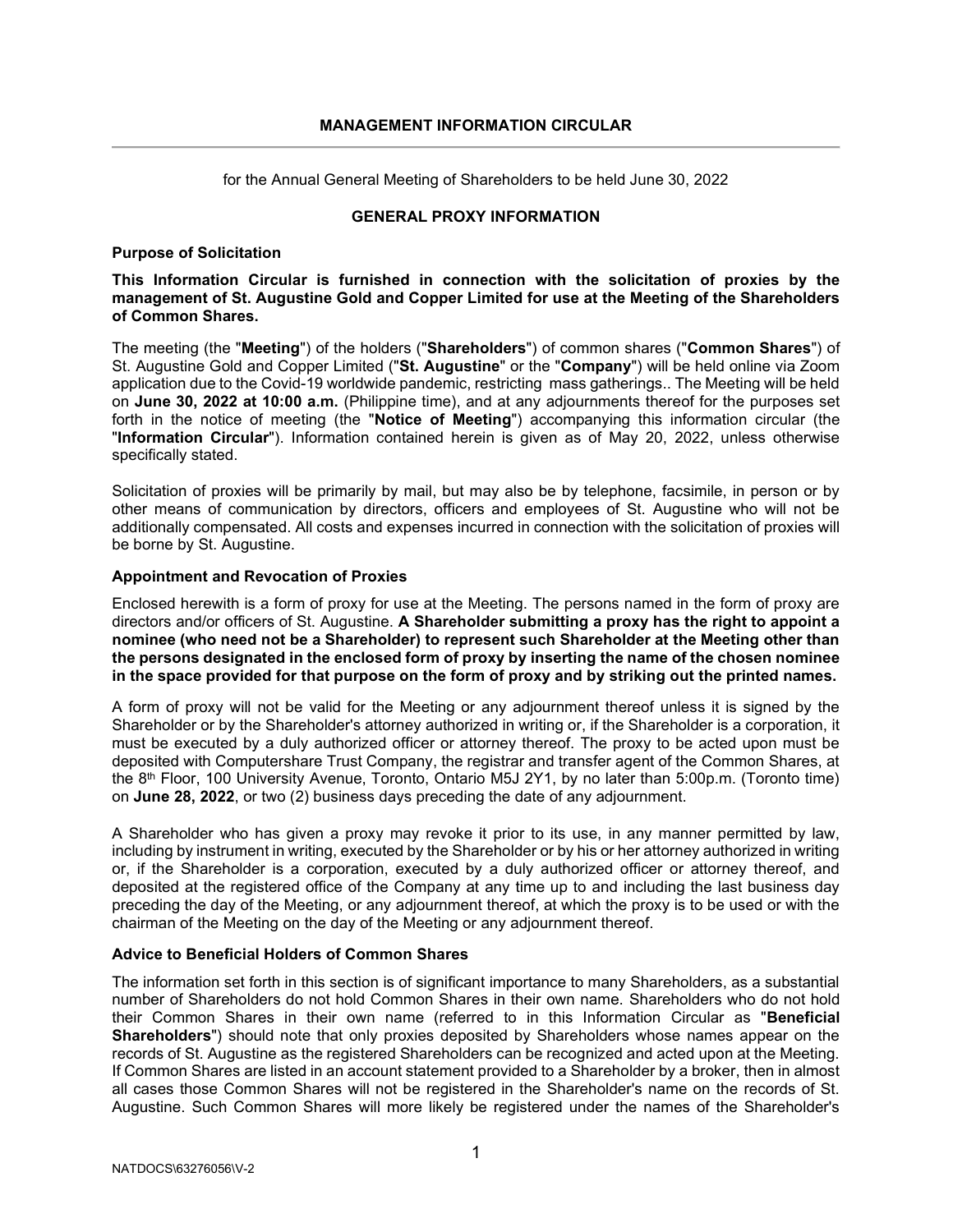## MANAGEMENT INFORMATION CIRCULAR

for the Annual General Meeting of Shareholders to be held June 30, 2022

### GENERAL PROXY INFORMATION

**Purpose of Solicitation**

**This Information Circular is furnished in connection with the solicitation of proxies by the management of St. Augustine Gold and Copper Limited for use at the Meeting of the Shareholders of Common Shares.**

The meeting (the "**Meeting**") of the holders ("**Shareholders**") of common shares ("**Common Shares**") of St. Augustine Gold and Copper Limited ("**St. Augustine**" or the "**Company**") will be held online via Zoom application due to the Covid-19 worldwide pandemic, restricting mass gatherings.. The Meeting will be held on **June 30, 2022 at 10:00 a.m.** (Philippine time), and at any adjournments thereof for the purposes set forth in the notice of meeting (the "**Notice of Meeting**") accompanying this information circular (the "**Information Circular**"). Information contained herein is given as of May 20, 2022, unless otherwise specifically stated.

Solicitation of proxies will be primarily by mail, but may also be by telephone, facsimile, in person or by other means of communication by directors, officers and employees of St. Augustine who will not be additionally compensated. All costs and expenses incurred in connection with the solicitation of proxies will be borne by St. Augustine.

**Appointment and Revocation of Proxies**

Enclosed herewith is a form of proxy for use at the Meeting. The persons named in the form of proxy are directors and/or officers of St. Augustine. **A Shareholder submitting a proxy has the right to appoint a nominee (who need not be a Shareholder) to represent such Shareholder at the Meeting other than the persons designated in the enclosed form of proxy by inserting the name of the chosen nominee in the space provided for that purpose on the form of proxy and by striking out the printed names.**

A form of proxy will not be valid for the Meeting or any adjournment thereof unless it is signed by the Shareholder or by the Shareholder's attorney authorized in writing or, if the Shareholder is a corporation, it must be executed by a duly authorized officer or attorney thereof. The proxy to be acted upon must be deposited with Computershare Trust Company, the registrar and transfer agent of the Common Shares, at the 8th Floor, 100 University Avenue, Toronto, Ontario M5J 2Y1, by no later than 5:00p.m. (Toronto time) on **June 28, 2022**, or two (2) business days preceding the date of any adjournment.

A Shareholder who has given a proxy may revoke it prior to its use, in any manner permitted by law, including by instrument in writing, executed by the Shareholder or by his or her attorney authorized in writing or, if the Shareholder is a corporation, executed by a duly authorized officer or attorney thereof, and deposited at the registered office of the Company at any time up to and including the last business day preceding the day of the Meeting, or any adjournment thereof, at which the proxy is to be used or with the chairman of the Meeting on the day of the Meeting or any adjournment thereof.

**Advice to Beneficial Holders of Common Shares**

The information set forth in this section is of significant importance to many Shareholders, as a substantial number of Shareholders do not hold Common Shares in their own name. Shareholders who do not hold their Common Shares in their own name (referred to in this Information Circular as "**Beneficial Shareholders**") should note that only proxies deposited by Shareholders whose names appear on the records of St. Augustine as the registered Shareholders can be recognized and acted upon at the Meeting. If Common Shares are listed in an account statement provided to a Shareholder by a broker, then in almost all cases those Common Shares will not be registered in the Shareholder's name on the records of St. Augustine. Such Common Shares will more likely be registered under the names of the Shareholder's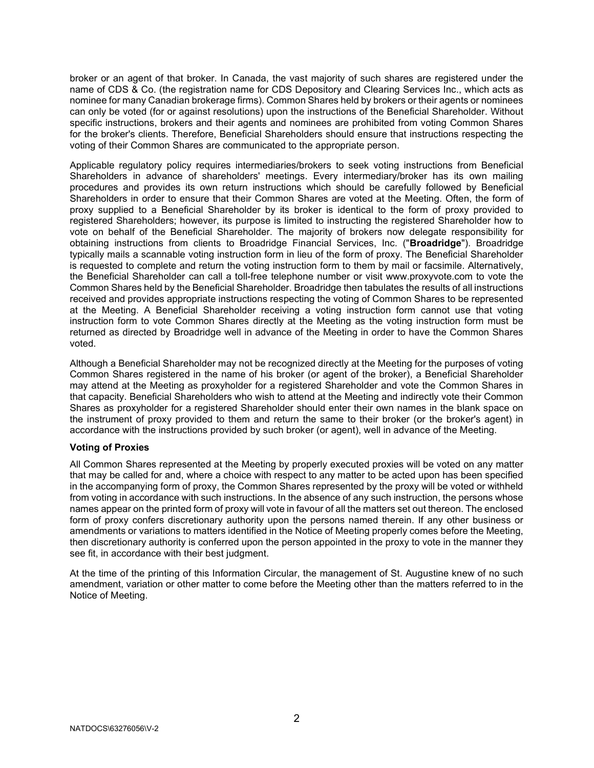broker or an agent of that broker. In Canada, the vast majority of such shares are registered under the name of CDS & Co. (the registration name for CDS Depository and Clearing Services Inc., which acts as nominee for many Canadian brokerage firms). Common Shares held by brokers or their agents or nominees can only be voted (for or against resolutions) upon the instructions of the Beneficial Shareholder. Without specific instructions, brokers and their agents and nominees are prohibited from voting Common Shares for the broker's clients. Therefore, Beneficial Shareholders should ensure that instructions respecting the voting of their Common Shares are communicated to the appropriate person.

Applicable regulatory policy requires intermediaries/brokers to seek voting instructions from Beneficial Shareholders in advance of shareholders' meetings. Every intermediary/broker has its own mailing procedures and provides its own return instructions which should be carefully followed by Beneficial Shareholders in order to ensure that their Common Shares are voted at the Meeting. Often, the form of proxy supplied to a Beneficial Shareholder by its broker is identical to the form of proxy provided to registered Shareholders; however, its purpose is limited to instructing the registered Shareholder how to vote on behalf of the Beneficial Shareholder. The majority of brokers now delegate responsibility for obtaining instructions from clients to Broadridge Financial Services, Inc. ("**Broadridge**"). Broadridge typically mails a scannable voting instruction form in lieu of the form of proxy. The Beneficial Shareholder is requested to complete and return the voting instruction form to them by mail or facsimile. Alternatively, the Beneficial Shareholder can call a toll-free telephone number or visit www.proxyvote.com to vote the Common Shares held by the Beneficial Shareholder. Broadridge then tabulates the results of all instructions received and provides appropriate instructions respecting the voting of Common Shares to be represented at the Meeting. A Beneficial Shareholder receiving a voting instruction form cannot use that voting instruction form to vote Common Shares directly at the Meeting as the voting instruction form must be returned as directed by Broadridge well in advance of the Meeting in order to have the Common Shares voted.

Although a Beneficial Shareholder may not be recognized directly at the Meeting for the purposes of voting Common Shares registered in the name of his broker (or agent of the broker), a Beneficial Shareholder may attend at the Meeting as proxyholder for a registered Shareholder and vote the Common Shares in that capacity. Beneficial Shareholders who wish to attend at the Meeting and indirectly vote their Common Shares as proxyholder for a registered Shareholder should enter their own names in the blank space on the instrument of proxy provided to them and return the same to their broker (or the broker's agent) in accordance with the instructions provided by such broker (or agent), well in advance of the Meeting.

**Voting of Proxies**

All Common Shares represented at the Meeting by properly executed proxies will be voted on any matter that may be called for and, where a choice with respect to any matter to be acted upon has been specified in the accompanying form of proxy, the Common Shares represented by the proxy will be voted or withheld from voting in accordance with such instructions. In the absence of any such instruction, the persons whose names appear on the printed form of proxy will vote in favour of all the matters set out thereon. The enclosed form of proxy confers discretionary authority upon the persons named therein. If any other business or amendments or variations to matters identified in the Notice of Meeting properly comes before the Meeting, then discretionary authority is conferred upon the person appointed in the proxy to vote in the manner they see fit, in accordance with their best judgment.

At the time of the printing of this Information Circular, the management of St. Augustine knew of no such amendment, variation or other matter to come before the Meeting other than the matters referred to in the Notice of Meeting.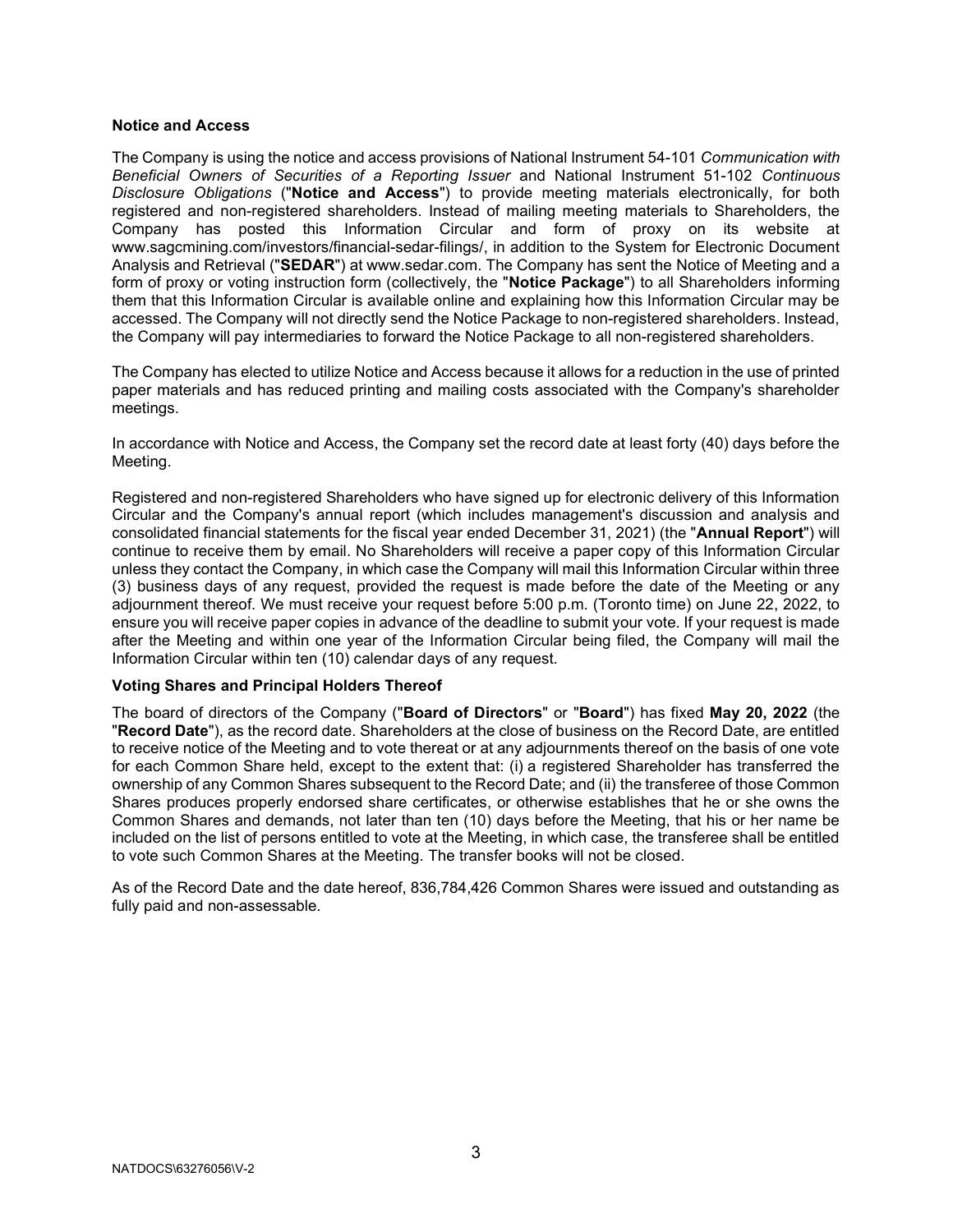**Notice and Access**

The Company is using the notice and access provisions of National Instrument 54-101 *Communication with Beneficial Owners of Securities of a Reporting Issuer* and National Instrument 51-102 *Continuous Disclosure Obligations* ("**Notice and Access**") to provide meeting materials electronically, for both registered and non-registered shareholders. Instead of mailing meeting materials to Shareholders, the Company has posted this Information Circular and form of proxy on its website at www.sagcmining.com/investors/financial-sedar-filings/, in addition to the System for Electronic Document Analysis and Retrieval ("**SEDAR**") at www.sedar.com. The Company has sent the Notice of Meeting and a form of proxy or voting instruction form (collectively, the "**Notice Package**") to all Shareholders informing them that this Information Circular is available online and explaining how this Information Circular may be accessed. The Company will not directly send the Notice Package to non-registered shareholders. Instead, the Company will pay intermediaries to forward the Notice Package to all non-registered shareholders.

The Company has elected to utilize Notice and Access because it allows for a reduction in the use of printed paper materials and has reduced printing and mailing costs associated with the Company's shareholder meetings.

In accordance with Notice and Access, the Company set the record date at least forty (40) days before the Meeting.

Registered and non-registered Shareholders who have signed up for electronic delivery of this Information Circular and the Company's annual report (which includes management's discussion and analysis and consolidated financial statements for the fiscal year ended December 31, 2021) (the "**Annual Report**") will continue to receive them by email. No Shareholders will receive a paper copy of this Information Circular unless they contact the Company, in which case the Company will mail this Information Circular within three (3) business days of any request, provided the request is made before the date of the Meeting or any adjournment thereof. We must receive your request before 5:00 p.m. (Toronto time) on June 22, 2022, to ensure you will receive paper copies in advance of the deadline to submit your vote. If your request is made after the Meeting and within one year of the Information Circular being filed, the Company will mail the Information Circular within ten (10) calendar days of any request.

**Voting Shares and Principal Holders Thereof**

The board of directors of the Company ("**Board of Directors**" or "**Board**") has fixed **May 20, 2022** (the "**Record Date**"), as the record date. Shareholders at the close of business on the Record Date, are entitled to receive notice of the Meeting and to vote thereat or at any adjournments thereof on the basis of one vote for each Common Share held, except to the extent that: (i) a registered Shareholder has transferred the ownership of any Common Shares subsequent to the Record Date; and (ii) the transferee of those Common Shares produces properly endorsed share certificates, or otherwise establishes that he or she owns the Common Shares and demands, not later than ten (10) days before the Meeting, that his or her name be included on the list of persons entitled to vote at the Meeting, in which case, the transferee shall be entitled to vote such Common Shares at the Meeting. The transfer books will not be closed.

As of the Record Date and the date hereof, 836,784,426 Common Shares were issued and outstanding as fully paid and non-assessable.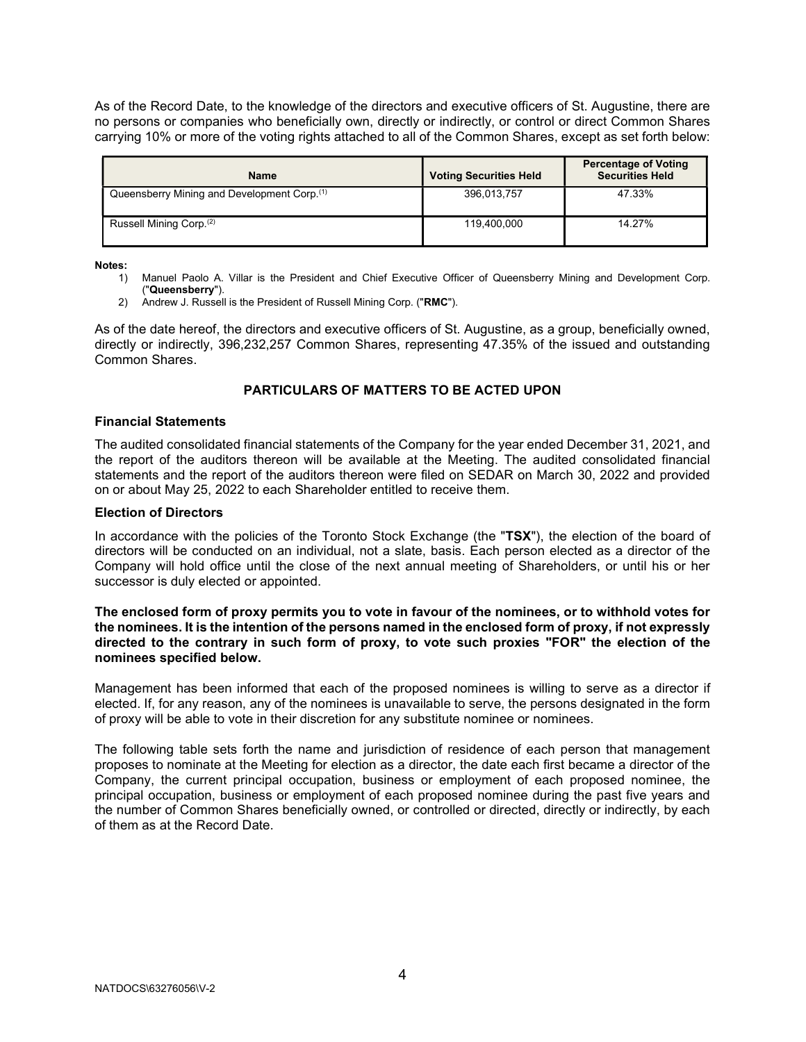As of the Record Date, to the knowledge of the directors and executive officers of St. Augustine, there are no persons or companies who beneficially own, directly or indirectly, or control or direct Common Shares carrying 10% or more of the voting rights attached to all of the Common Shares, except as set forth below:

| Name | Voting Securities Held | Percentage of Voting Securities Held |
|---|---|---|
| Queensberry Mining and Development Corp.(1) | 396,013,757 | 47.33% |
| Russell Mining Corp.(2) | 119,400,000 | 14.27% |

**Notes:**

1) Manuel Paolo A. Villar is the President and Chief Executive Officer of Queensberry Mining and Development Corp. ("**Queensberry**").
2) Andrew J. Russell is the President of Russell Mining Corp. ("**RMC**").

As of the date hereof, the directors and executive officers of St. Augustine, as a group, beneficially owned, directly or indirectly, 396,232,257 Common Shares, representing 47.35% of the issued and outstanding Common Shares.

## PARTICULARS OF MATTERS TO BE ACTED UPON

### Financial Statements

The audited consolidated financial statements of the Company for the year ended December 31, 2021, and the report of the auditors thereon will be available at the Meeting. The audited consolidated financial statements and the report of the auditors thereon were filed on SEDAR on March 30, 2022 and provided on or about May 25, 2022 to each Shareholder entitled to receive them.

### Election of Directors

In accordance with the policies of the Toronto Stock Exchange (the "**TSX**"), the election of the board of directors will be conducted on an individual, not a slate, basis. Each person elected as a director of the Company will hold office until the close of the next annual meeting of Shareholders, or until his or her successor is duly elected or appointed.

**The enclosed form of proxy permits you to vote in favour of the nominees, or to withhold votes for the nominees. It is the intention of the persons named in the enclosed form of proxy, if not expressly directed to the contrary in such form of proxy, to vote such proxies "FOR" the election of the nominees specified below.**

Management has been informed that each of the proposed nominees is willing to serve as a director if elected. If, for any reason, any of the nominees is unavailable to serve, the persons designated in the form of proxy will be able to vote in their discretion for any substitute nominee or nominees.

The following table sets forth the name and jurisdiction of residence of each person that management proposes to nominate at the Meeting for election as a director, the date each first became a director of the Company, the current principal occupation, business or employment of each proposed nominee, the principal occupation, business or employment of each proposed nominee during the past five years and the number of Common Shares beneficially owned, or controlled or directed, directly or indirectly, by each of them as at the Record Date.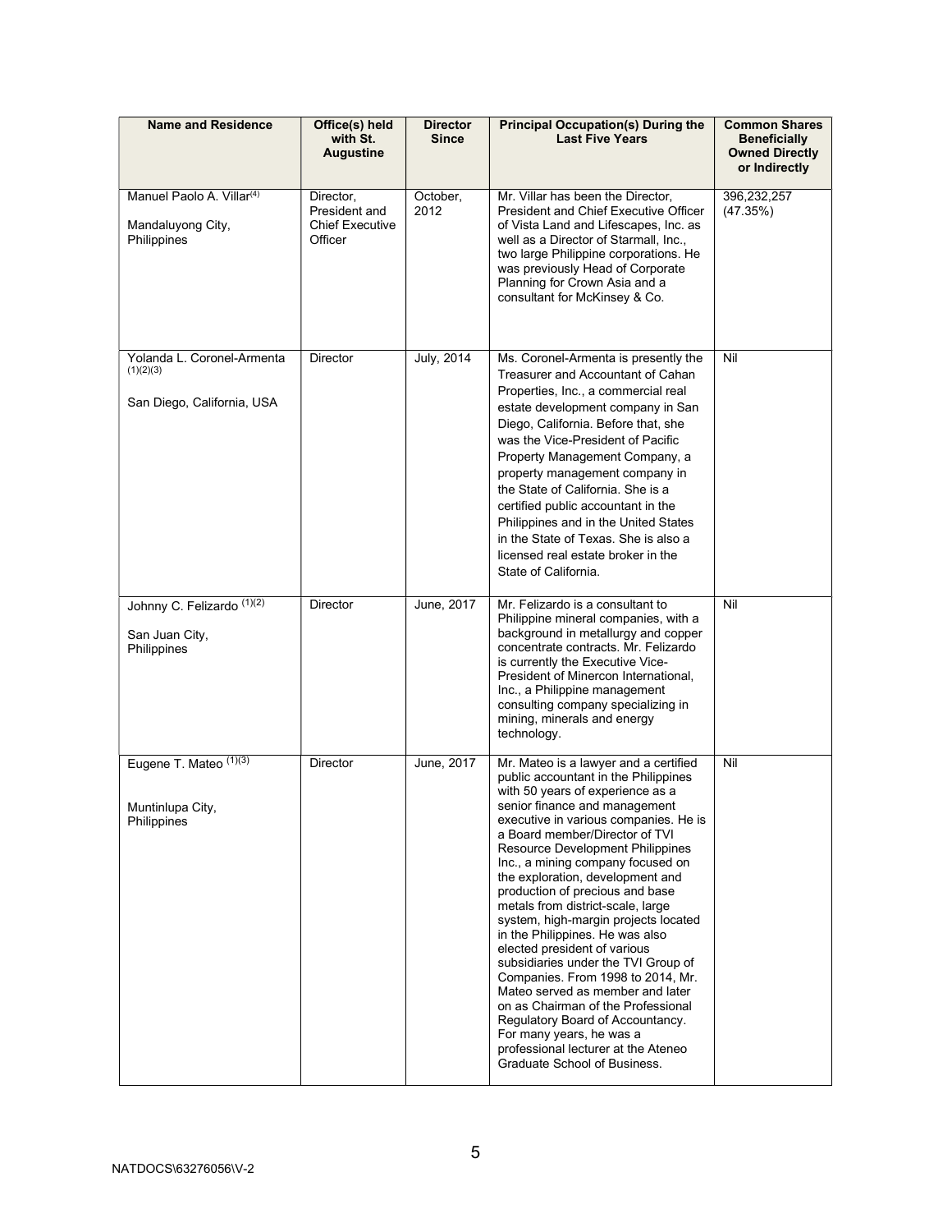| Name and Residence | Office(s) held with St. Augustine | Director Since | Principal Occupation(s) During the Last Five Years | Common Shares Beneficially Owned Directly or Indirectly |
|---|---|---|---|---|
| Manuel Paolo A. Villar[(4)]<br><br>Mandaluyong City, Philippines | Director, President and Chief Executive Officer | October, 2012 | Mr. Villar has been the Director, President and Chief Executive Officer of Vista Land and Lifescapes, Inc. as well as a Director of Starmall, Inc., two large Philippine corporations. He was previously Head of Corporate Planning for Crown Asia and a consultant for McKinsey & Co. | 396,232,257 (47.35%) |
| Yolanda L. Coronel-Armenta [(1)(2)(3)]<br><br>San Diego, California, USA | Director | July, 2014 | Ms. Coronel-Armenta is presently the Treasurer and Accountant of Cahan Properties, Inc., a commercial real estate development company in San Diego, California. Before that, she was the Vice-President of Pacific Property Management Company, a property management company in the State of California. She is a certified public accountant in the Philippines and in the United States in the State of Texas. She is also a licensed real estate broker in the State of California. | Nil |
| Johnny C. Felizardo [(1)(2)]<br><br>San Juan City, Philippines | Director | June, 2017 | Mr. Felizardo is a consultant to Philippine mineral companies, with a background in metallurgy and copper concentrate contracts. Mr. Felizardo is currently the Executive Vice-President of Minercon International, Inc., a Philippine management consulting company specializing in mining, minerals and energy technology. | Nil |
| Eugene T. Mateo [(1)(3)]<br><br>Muntinlupa City, Philippines | Director | June, 2017 | Mr. Mateo is a lawyer and a certified public accountant in the Philippines with 50 years of experience as a senior finance and management executive in various companies. He is a Board member/Director of TVI Resource Development Philippines Inc., a mining company focused on the exploration, development and production of precious and base metals from district-scale, large system, high-margin projects located in the Philippines. He was also elected president of various subsidiaries under the TVI Group of Companies. From 1998 to 2014, Mr. Mateo served as member and later on as Chairman of the Professional Regulatory Board of Accountancy. For many years, he was a professional lecturer at the Ateneo Graduate School of Business. | Nil |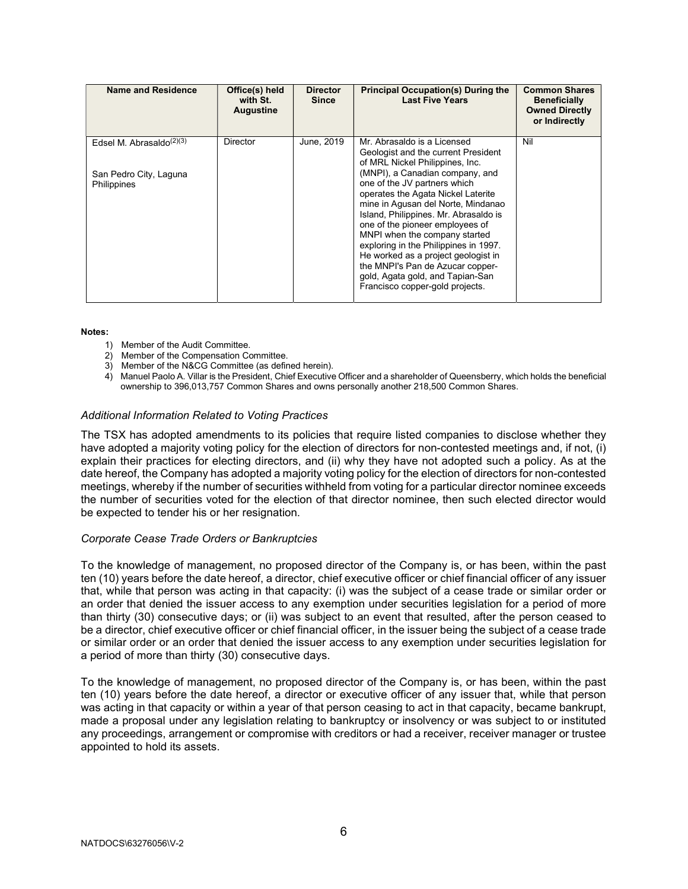| Name and Residence | Office(s) held with St. Augustine | Director Since | Principal Occupation(s) During the Last Five Years | Common Shares Beneficially Owned Directly or Indirectly |
|---|---|---|---|---|
| Edsel M. Abrasaldo(2)(3)<br><br>San Pedro City, Laguna Philippines | Director | June, 2019 | Mr. Abrasaldo is a Licensed Geologist and the current President of MRL Nickel Philippines, Inc. (MNPI), a Canadian company, and one of the JV partners which operates the Agata Nickel Laterite mine in Agusan del Norte, Mindanao Island, Philippines. Mr. Abrasaldo is one of the pioneer employees of MNPI when the company started exploring in the Philippines in 1997. He worked as a project geologist in the MNPI's Pan de Azucar copper-gold, Agata gold, and Tapian-San Francisco copper-gold projects. | Nil |

**Notes:**

1) Member of the Audit Committee.
2) Member of the Compensation Committee.
3) Member of the N&CG Committee (as defined herein).
4) Manuel Paolo A. Villar is the President, Chief Executive Officer and a shareholder of Queensberry, which holds the beneficial ownership to 396,013,757 Common Shares and owns personally another 218,500 Common Shares.

*Additional Information Related to Voting Practices*

The TSX has adopted amendments to its policies that require listed companies to disclose whether they have adopted a majority voting policy for the election of directors for non-contested meetings and, if not, (i) explain their practices for electing directors, and (ii) why they have not adopted such a policy. As at the date hereof, the Company has adopted a majority voting policy for the election of directors for non-contested meetings, whereby if the number of securities withheld from voting for a particular director nominee exceeds the number of securities voted for the election of that director nominee, then such elected director would be expected to tender his or her resignation.

*Corporate Cease Trade Orders or Bankruptcies*

To the knowledge of management, no proposed director of the Company is, or has been, within the past ten (10) years before the date hereof, a director, chief executive officer or chief financial officer of any issuer that, while that person was acting in that capacity: (i) was the subject of a cease trade or similar order or an order that denied the issuer access to any exemption under securities legislation for a period of more than thirty (30) consecutive days; or (ii) was subject to an event that resulted, after the person ceased to be a director, chief executive officer or chief financial officer, in the issuer being the subject of a cease trade or similar order or an order that denied the issuer access to any exemption under securities legislation for a period of more than thirty (30) consecutive days.

To the knowledge of management, no proposed director of the Company is, or has been, within the past ten (10) years before the date hereof, a director or executive officer of any issuer that, while that person was acting in that capacity or within a year of that person ceasing to act in that capacity, became bankrupt, made a proposal under any legislation relating to bankruptcy or insolvency or was subject to or instituted any proceedings, arrangement or compromise with creditors or had a receiver, receiver manager or trustee appointed to hold its assets.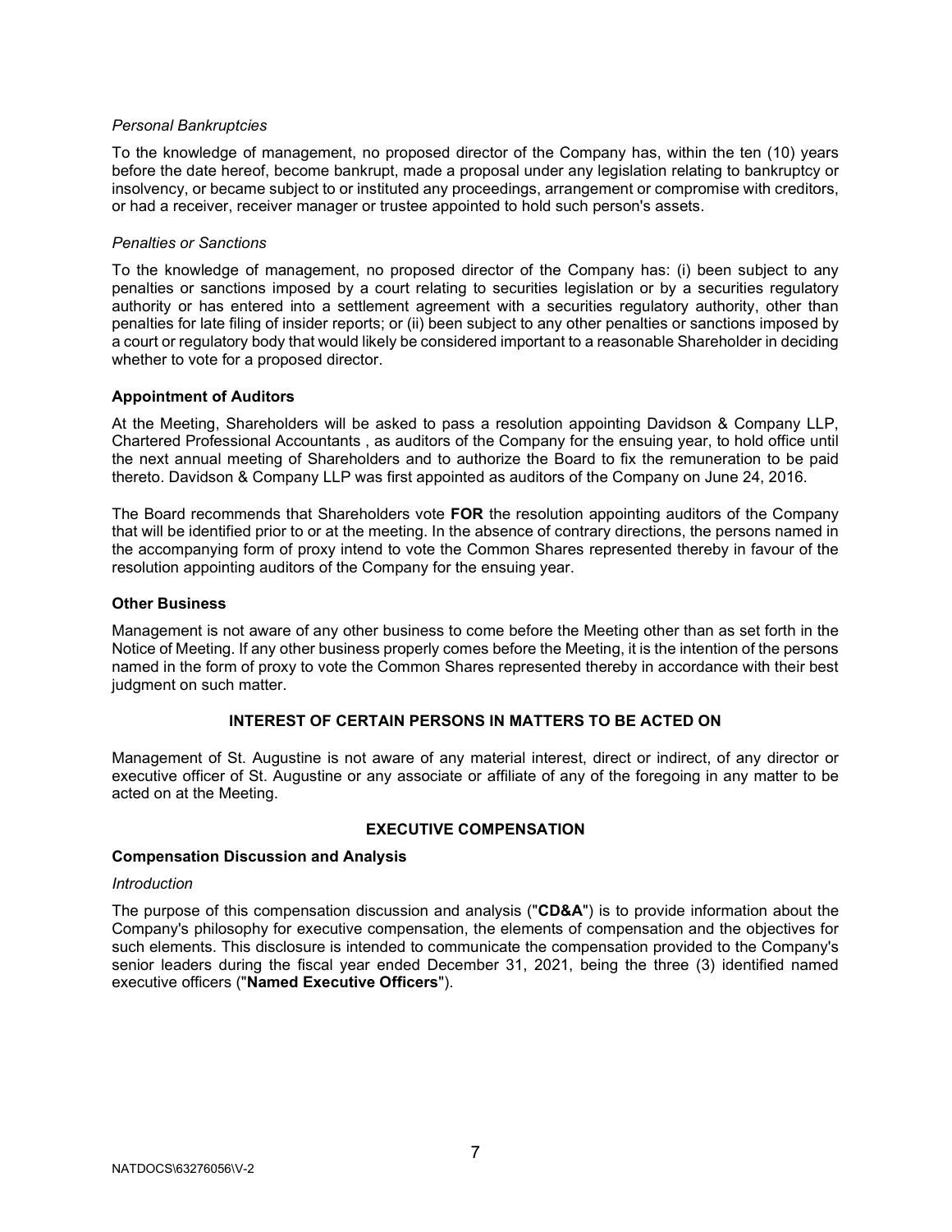*Personal Bankruptcies*

To the knowledge of management, no proposed director of the Company has, within the ten (10) years before the date hereof, become bankrupt, made a proposal under any legislation relating to bankruptcy or insolvency, or became subject to or instituted any proceedings, arrangement or compromise with creditors, or had a receiver, receiver manager or trustee appointed to hold such person's assets.

*Penalties or Sanctions*

To the knowledge of management, no proposed director of the Company has: (i) been subject to any penalties or sanctions imposed by a court relating to securities legislation or by a securities regulatory authority or has entered into a settlement agreement with a securities regulatory authority, other than penalties for late filing of insider reports; or (ii) been subject to any other penalties or sanctions imposed by a court or regulatory body that would likely be considered important to a reasonable Shareholder in deciding whether to vote for a proposed director.

**Appointment of Auditors**

At the Meeting, Shareholders will be asked to pass a resolution appointing Davidson & Company LLP, Chartered Professional Accountants , as auditors of the Company for the ensuing year, to hold office until the next annual meeting of Shareholders and to authorize the Board to fix the remuneration to be paid thereto. Davidson & Company LLP was first appointed as auditors of the Company on June 24, 2016.

The Board recommends that Shareholders vote **FOR** the resolution appointing auditors of the Company that will be identified prior to or at the meeting. In the absence of contrary directions, the persons named in the accompanying form of proxy intend to vote the Common Shares represented thereby in favour of the resolution appointing auditors of the Company for the ensuing year.

**Other Business**

Management is not aware of any other business to come before the Meeting other than as set forth in the Notice of Meeting. If any other business properly comes before the Meeting, it is the intention of the persons named in the form of proxy to vote the Common Shares represented thereby in accordance with their best judgment on such matter.

## INTEREST OF CERTAIN PERSONS IN MATTERS TO BE ACTED ON

Management of St. Augustine is not aware of any material interest, direct or indirect, of any director or executive officer of St. Augustine or any associate or affiliate of any of the foregoing in any matter to be acted on at the Meeting.

## EXECUTIVE COMPENSATION

**Compensation Discussion and Analysis**

*Introduction*

The purpose of this compensation discussion and analysis ("**CD&A**") is to provide information about the Company's philosophy for executive compensation, the elements of compensation and the objectives for such elements. This disclosure is intended to communicate the compensation provided to the Company's senior leaders during the fiscal year ended December 31, 2021, being the three (3) identified named executive officers ("**Named Executive Officers**").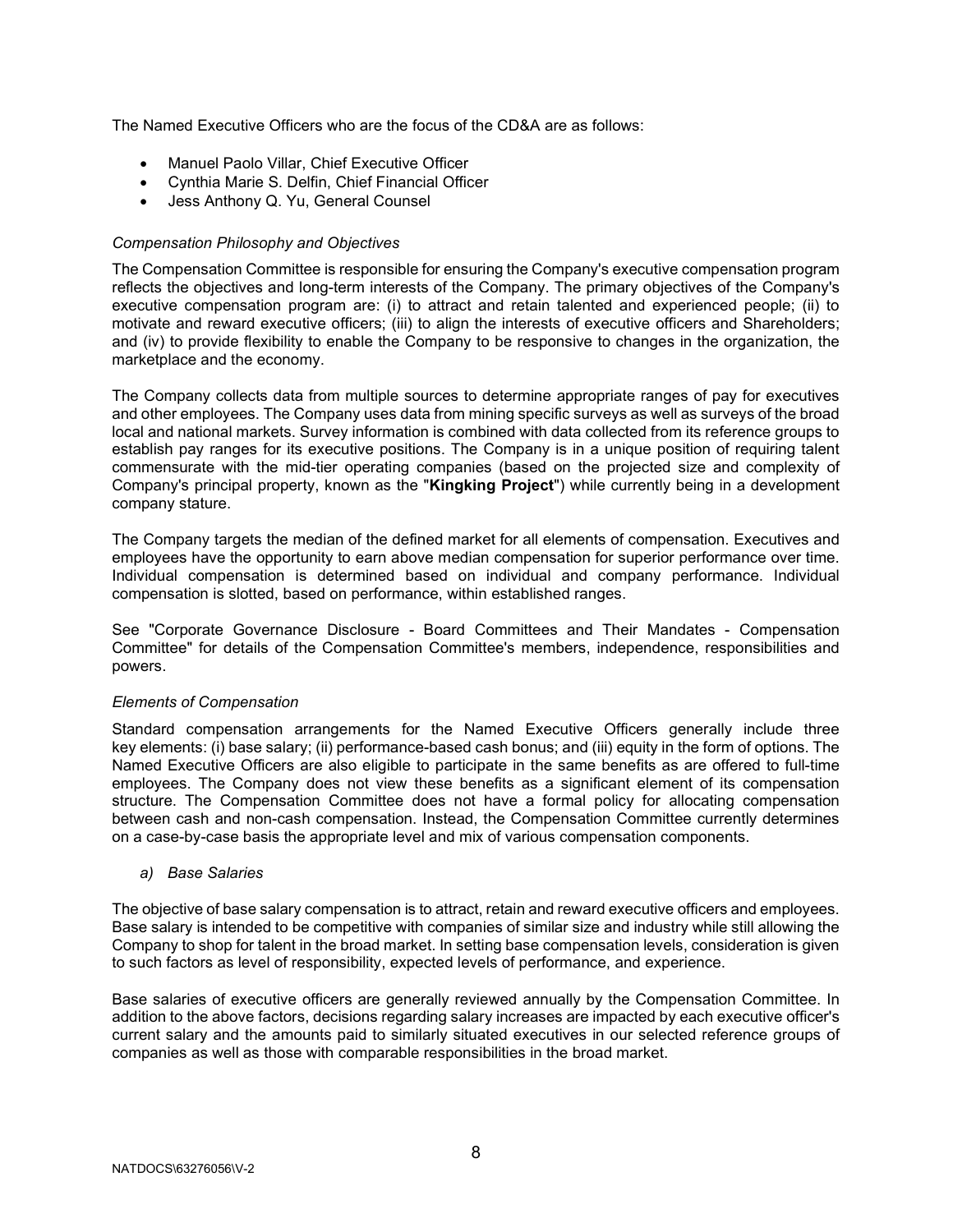The Named Executive Officers who are the focus of the CD&A are as follows:

- Manuel Paolo Villar, Chief Executive Officer
- Cynthia Marie S. Delfin, Chief Financial Officer
- Jess Anthony Q. Yu, General Counsel

*Compensation Philosophy and Objectives*

The Compensation Committee is responsible for ensuring the Company's executive compensation program reflects the objectives and long-term interests of the Company. The primary objectives of the Company's executive compensation program are: (i) to attract and retain talented and experienced people; (ii) to motivate and reward executive officers; (iii) to align the interests of executive officers and Shareholders; and (iv) to provide flexibility to enable the Company to be responsive to changes in the organization, the marketplace and the economy.

The Company collects data from multiple sources to determine appropriate ranges of pay for executives and other employees. The Company uses data from mining specific surveys as well as surveys of the broad local and national markets. Survey information is combined with data collected from its reference groups to establish pay ranges for its executive positions. The Company is in a unique position of requiring talent commensurate with the mid-tier operating companies (based on the projected size and complexity of Company's principal property, known as the "**Kingking Project**") while currently being in a development company stature.

The Company targets the median of the defined market for all elements of compensation. Executives and employees have the opportunity to earn above median compensation for superior performance over time. Individual compensation is determined based on individual and company performance. Individual compensation is slotted, based on performance, within established ranges.

See "Corporate Governance Disclosure - Board Committees and Their Mandates - Compensation Committee" for details of the Compensation Committee's members, independence, responsibilities and powers.

*Elements of Compensation*

Standard compensation arrangements for the Named Executive Officers generally include three key elements: (i) base salary; (ii) performance-based cash bonus; and (iii) equity in the form of options. The Named Executive Officers are also eligible to participate in the same benefits as are offered to full-time employees. The Company does not view these benefits as a significant element of its compensation structure. The Compensation Committee does not have a formal policy for allocating compensation between cash and non-cash compensation. Instead, the Compensation Committee currently determines on a case-by-case basis the appropriate level and mix of various compensation components.

*a) Base Salaries*

The objective of base salary compensation is to attract, retain and reward executive officers and employees. Base salary is intended to be competitive with companies of similar size and industry while still allowing the Company to shop for talent in the broad market. In setting base compensation levels, consideration is given to such factors as level of responsibility, expected levels of performance, and experience.

Base salaries of executive officers are generally reviewed annually by the Compensation Committee. In addition to the above factors, decisions regarding salary increases are impacted by each executive officer's current salary and the amounts paid to similarly situated executives in our selected reference groups of companies as well as those with comparable responsibilities in the broad market.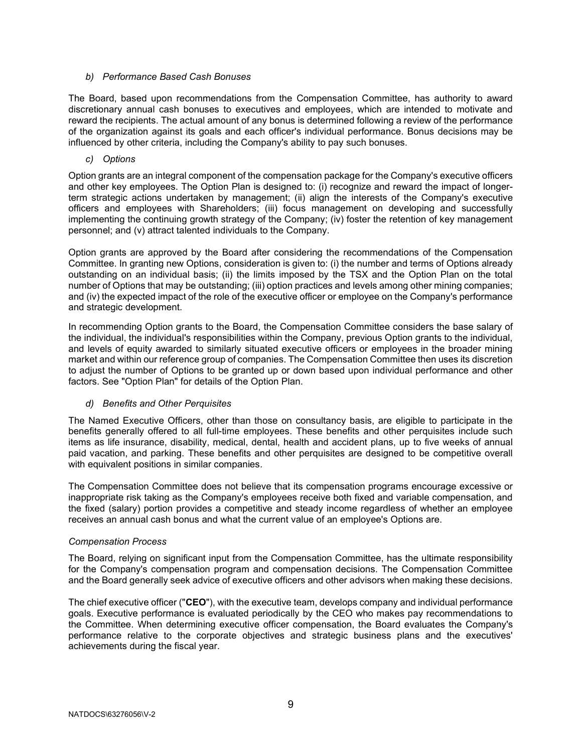*b) Performance Based Cash Bonuses*

The Board, based upon recommendations from the Compensation Committee, has authority to award discretionary annual cash bonuses to executives and employees, which are intended to motivate and reward the recipients. The actual amount of any bonus is determined following a review of the performance of the organization against its goals and each officer's individual performance. Bonus decisions may be influenced by other criteria, including the Company's ability to pay such bonuses.

*c) Options*

Option grants are an integral component of the compensation package for the Company's executive officers and other key employees. The Option Plan is designed to: (i) recognize and reward the impact of longer-term strategic actions undertaken by management; (ii) align the interests of the Company's executive officers and employees with Shareholders; (iii) focus management on developing and successfully implementing the continuing growth strategy of the Company; (iv) foster the retention of key management personnel; and (v) attract talented individuals to the Company.

Option grants are approved by the Board after considering the recommendations of the Compensation Committee. In granting new Options, consideration is given to: (i) the number and terms of Options already outstanding on an individual basis; (ii) the limits imposed by the TSX and the Option Plan on the total number of Options that may be outstanding; (iii) option practices and levels among other mining companies; and (iv) the expected impact of the role of the executive officer or employee on the Company's performance and strategic development.

In recommending Option grants to the Board, the Compensation Committee considers the base salary of the individual, the individual's responsibilities within the Company, previous Option grants to the individual, and levels of equity awarded to similarly situated executive officers or employees in the broader mining market and within our reference group of companies. The Compensation Committee then uses its discretion to adjust the number of Options to be granted up or down based upon individual performance and other factors. See "Option Plan" for details of the Option Plan.

*d) Benefits and Other Perquisites*

The Named Executive Officers, other than those on consultancy basis, are eligible to participate in the benefits generally offered to all full-time employees. These benefits and other perquisites include such items as life insurance, disability, medical, dental, health and accident plans, up to five weeks of annual paid vacation, and parking. These benefits and other perquisites are designed to be competitive overall with equivalent positions in similar companies.

The Compensation Committee does not believe that its compensation programs encourage excessive or inappropriate risk taking as the Company's employees receive both fixed and variable compensation, and the fixed (salary) portion provides a competitive and steady income regardless of whether an employee receives an annual cash bonus and what the current value of an employee's Options are.

*Compensation Process*

The Board, relying on significant input from the Compensation Committee, has the ultimate responsibility for the Company's compensation program and compensation decisions. The Compensation Committee and the Board generally seek advice of executive officers and other advisors when making these decisions.

The chief executive officer ("**CEO**"), with the executive team, develops company and individual performance goals. Executive performance is evaluated periodically by the CEO who makes pay recommendations to the Committee. When determining executive officer compensation, the Board evaluates the Company's performance relative to the corporate objectives and strategic business plans and the executives' achievements during the fiscal year.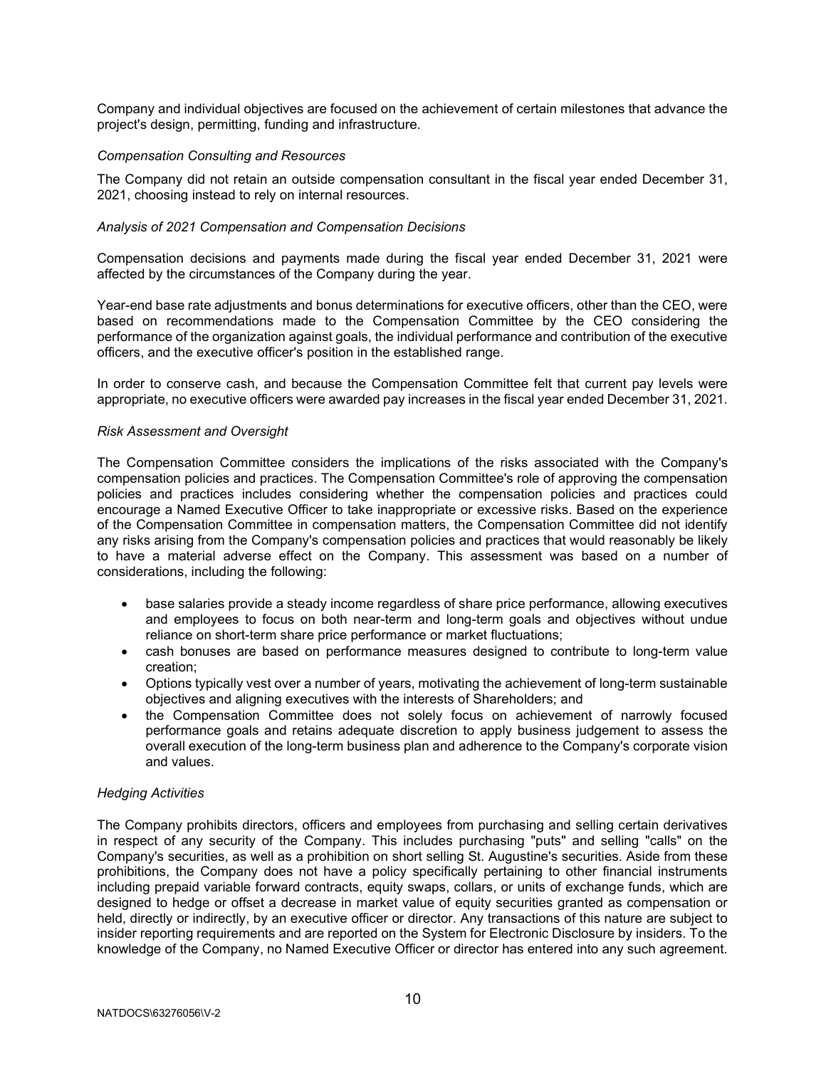Company and individual objectives are focused on the achievement of certain milestones that advance the project's design, permitting, funding and infrastructure.

*Compensation Consulting and Resources*

The Company did not retain an outside compensation consultant in the fiscal year ended December 31, 2021, choosing instead to rely on internal resources.

*Analysis of 2021 Compensation and Compensation Decisions*

Compensation decisions and payments made during the fiscal year ended December 31, 2021 were affected by the circumstances of the Company during the year.

Year-end base rate adjustments and bonus determinations for executive officers, other than the CEO, were based on recommendations made to the Compensation Committee by the CEO considering the performance of the organization against goals, the individual performance and contribution of the executive officers, and the executive officer's position in the established range.

In order to conserve cash, and because the Compensation Committee felt that current pay levels were appropriate, no executive officers were awarded pay increases in the fiscal year ended December 31, 2021.

*Risk Assessment and Oversight*

The Compensation Committee considers the implications of the risks associated with the Company's compensation policies and practices. The Compensation Committee's role of approving the compensation policies and practices includes considering whether the compensation policies and practices could encourage a Named Executive Officer to take inappropriate or excessive risks. Based on the experience of the Compensation Committee in compensation matters, the Compensation Committee did not identify any risks arising from the Company's compensation policies and practices that would reasonably be likely to have a material adverse effect on the Company. This assessment was based on a number of considerations, including the following:

- base salaries provide a steady income regardless of share price performance, allowing executives and employees to focus on both near-term and long-term goals and objectives without undue reliance on short-term share price performance or market fluctuations;
- cash bonuses are based on performance measures designed to contribute to long-term value creation;
- Options typically vest over a number of years, motivating the achievement of long-term sustainable objectives and aligning executives with the interests of Shareholders; and
- the Compensation Committee does not solely focus on achievement of narrowly focused performance goals and retains adequate discretion to apply business judgement to assess the overall execution of the long-term business plan and adherence to the Company's corporate vision and values.

*Hedging Activities*

The Company prohibits directors, officers and employees from purchasing and selling certain derivatives in respect of any security of the Company. This includes purchasing "puts" and selling "calls" on the Company's securities, as well as a prohibition on short selling St. Augustine's securities. Aside from these prohibitions, the Company does not have a policy specifically pertaining to other financial instruments including prepaid variable forward contracts, equity swaps, collars, or units of exchange funds, which are designed to hedge or offset a decrease in market value of equity securities granted as compensation or held, directly or indirectly, by an executive officer or director. Any transactions of this nature are subject to insider reporting requirements and are reported on the System for Electronic Disclosure by insiders. To the knowledge of the Company, no Named Executive Officer or director has entered into any such agreement.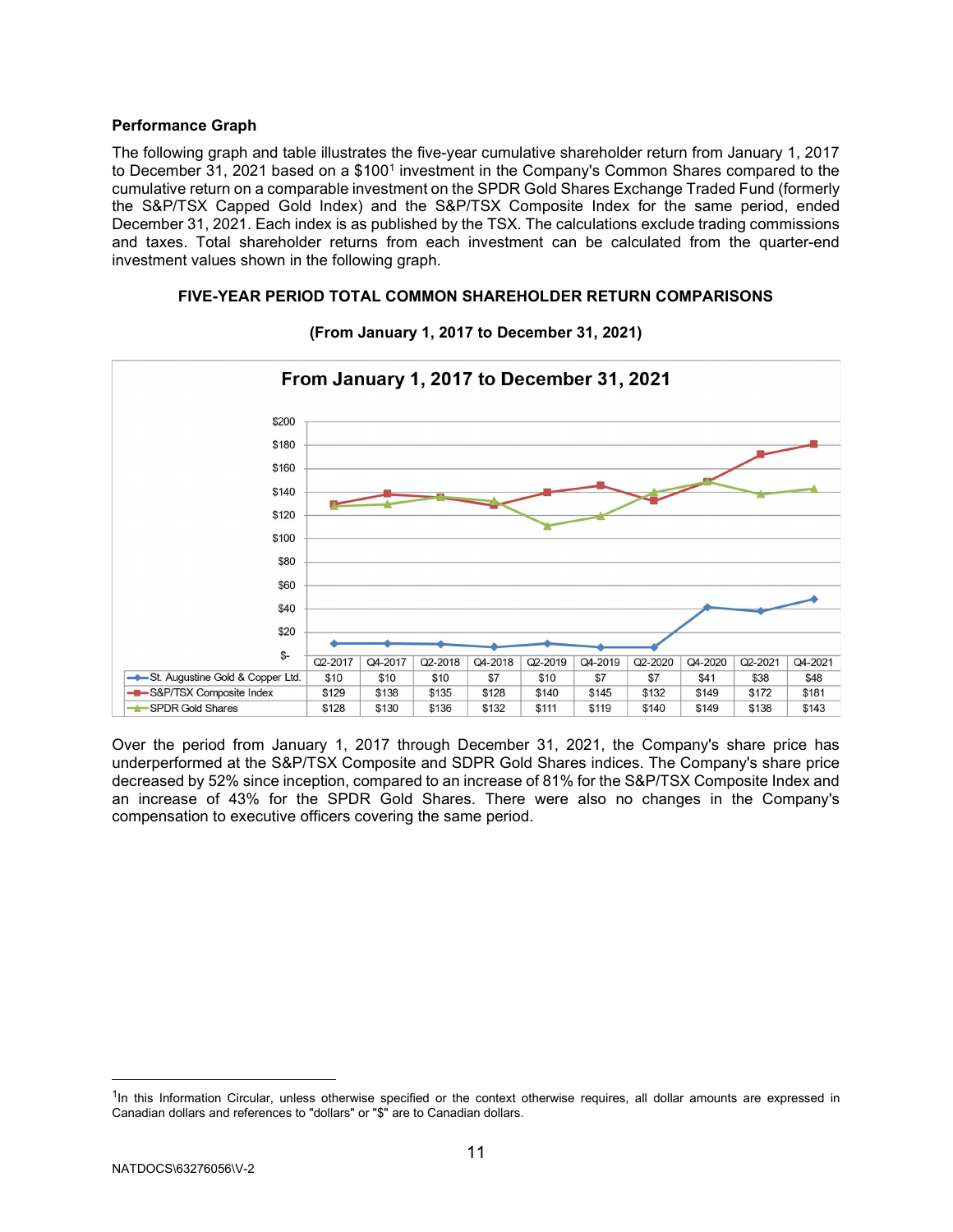**Performance Graph**

The following graph and table illustrates the five-year cumulative shareholder return from January 1, 2017 to December 31, 2021 based on a $100[1] investment in the Company's Common Shares compared to the cumulative return on a comparable investment on the SPDR Gold Shares Exchange Traded Fund (formerly the S&P/TSX Capped Gold Index) and the S&P/TSX Composite Index for the same period, ended December 31, 2021. Each index is as published by the TSX. The calculations exclude trading commissions and taxes. Total shareholder returns from each investment can be calculated from the quarter-end investment values shown in the following graph.

**FIVE-YEAR PERIOD TOTAL COMMON SHAREHOLDER RETURN COMPARISONS**

**(From January 1, 2017 to December 31, 2021)**

**From January 1, 2017 to December 31, 2021**

| | Q2-2017 | Q4-2017 | Q2-2018 | Q4-2018 | Q2-2019 | Q4-2019 | Q2-2020 | Q4-2020 | Q2-2021 | Q4-2021 |
|---|---|---|---|---|---|---|---|---|---|---|
| St. Augustine Gold & Copper Ltd. | $10 | $10 | $10 | $7 | $10 | $7 | $7 | $41 | $38 | $48 |
| S&P/TSX Composite Index | $129 | $138 | $135 | $128 | $140 | $145 | $132 | $149 | $172 | $181 |
| SPDR Gold Shares | $128 | $130 | $136 | $132 | $111 | $119 | $140 | $149 | $138 | $143 |

Over the period from January 1, 2017 through December 31, 2021, the Company's share price has underperformed at the S&P/TSX Composite and SDPR Gold Shares indices. The Company's share price decreased by 52% since inception, compared to an increase of 81% for the S&P/TSX Composite Index and an increase of 43% for the SPDR Gold Shares. There were also no changes in the Company's compensation to executive officers covering the same period.

[1]In this Information Circular, unless otherwise specified or the context otherwise requires, all dollar amounts are expressed in Canadian dollars and references to "dollars" or "$" are to Canadian dollars.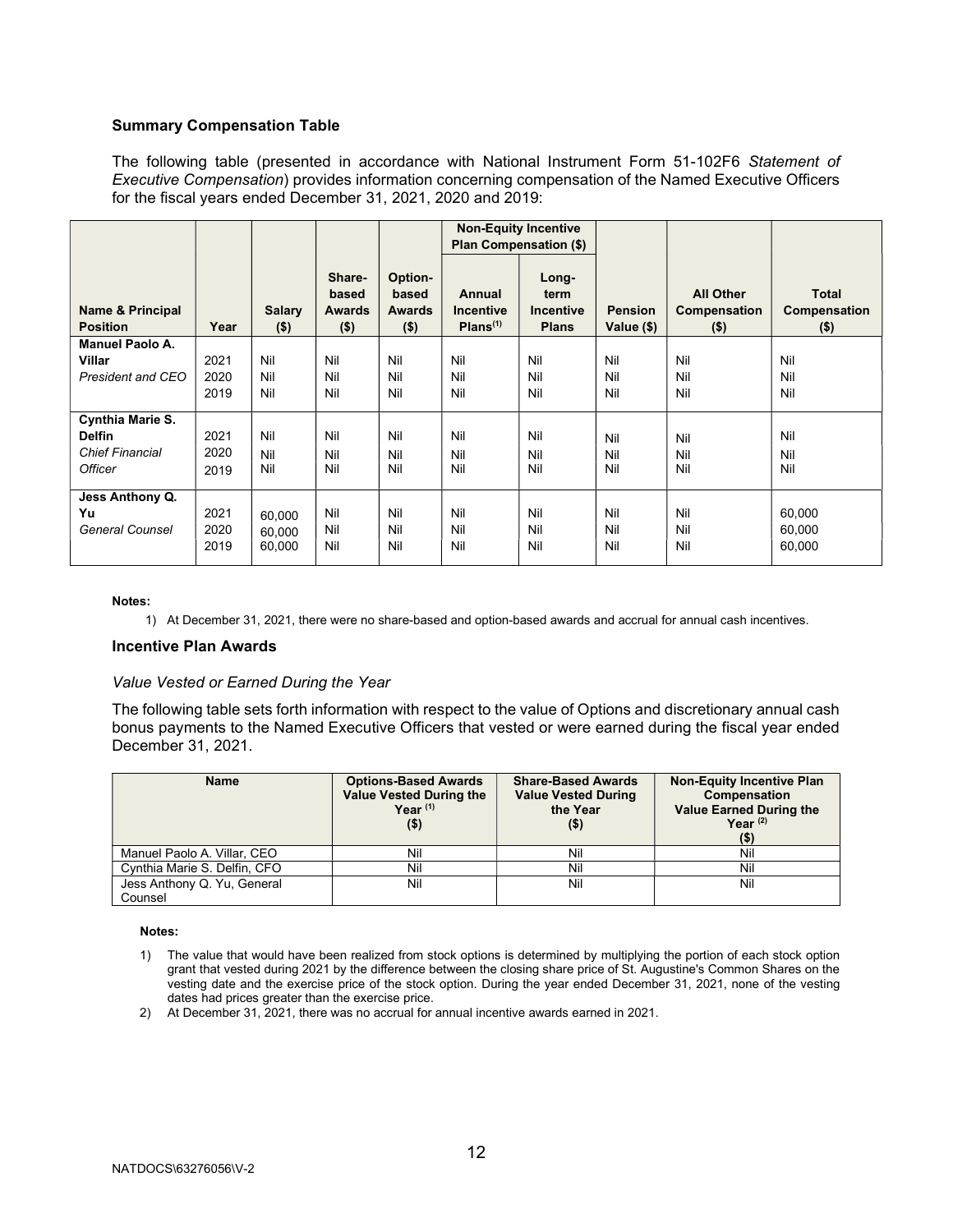### Summary Compensation Table

The following table (presented in accordance with National Instrument Form 51-102F6 *Statement of Executive Compensation*) provides information concerning compensation of the Named Executive Officers for the fiscal years ended December 31, 2021, 2020 and 2019:

| Name & Principal Position | Year | Salary ($) | Share-based Awards ($) | Option-based Awards ($) | Non-Equity Incentive Plan Compensation ($) | | Pension Value ($) | All Other Compensation ($) | Total Compensation ($) |
|---|---|---|---|---|---|---|---|---|---|
| | | | | | Annual Incentive Plans[(1)] | Long-term Incentive Plans | | | |
| **Manuel Paolo A. Villar** *President and CEO* | 2021 | Nil | Nil | Nil | Nil | Nil | Nil | Nil | Nil |
| | 2020 | Nil | Nil | Nil | Nil | Nil | Nil | Nil | Nil |
| | 2019 | Nil | Nil | Nil | Nil | Nil | Nil | Nil | Nil |
| **Cynthia Marie S. Delfin** *Chief Financial Officer* | 2021 | Nil | Nil | Nil | Nil | Nil | Nil | Nil | Nil |
| | 2020 | Nil | Nil | Nil | Nil | Nil | Nil | Nil | Nil |
| | 2019 | Nil | Nil | Nil | Nil | Nil | Nil | Nil | Nil |
| **Jess Anthony Q. Yu** *General Counsel* | 2021 | 60,000 | Nil | Nil | Nil | Nil | Nil | Nil | 60,000 |
| | 2020 | 60,000 | Nil | Nil | Nil | Nil | Nil | Nil | 60,000 |
| | 2019 | 60,000 | Nil | Nil | Nil | Nil | Nil | Nil | 60,000 |

**Notes:**

1) At December 31, 2021, there were no share-based and option-based awards and accrual for annual cash incentives.

### Incentive Plan Awards

*Value Vested or Earned During the Year*

The following table sets forth information with respect to the value of Options and discretionary annual cash bonus payments to the Named Executive Officers that vested or were earned during the fiscal year ended December 31, 2021.

| Name | Options-Based Awards Value Vested During the Year [(1)] ($) | Share-Based Awards Value Vested During the Year ($) | Non-Equity Incentive Plan Compensation Value Earned During the Year [(2)] ($) |
|---|---|---|---|
| Manuel Paolo A. Villar, CEO | Nil | Nil | Nil |
| Cynthia Marie S. Delfin, CFO | Nil | Nil | Nil |
| Jess Anthony Q. Yu, General Counsel | Nil | Nil | Nil |

**Notes:**

1) The value that would have been realized from stock options is determined by multiplying the portion of each stock option grant that vested during 2021 by the difference between the closing share price of St. Augustine's Common Shares on the vesting date and the exercise price of the stock option. During the year ended December 31, 2021, none of the vesting dates had prices greater than the exercise price.
2) At December 31, 2021, there was no accrual for annual incentive awards earned in 2021.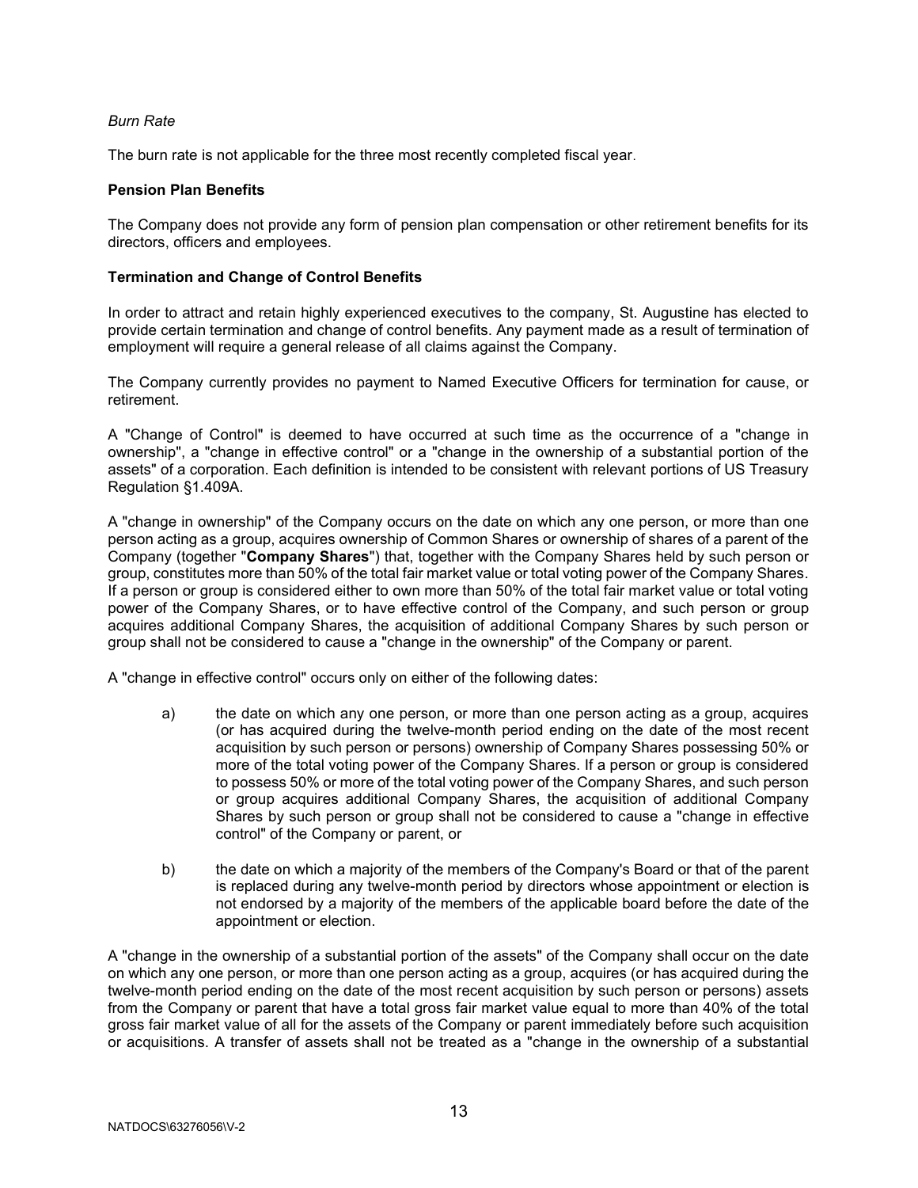*Burn Rate*

The burn rate is not applicable for the three most recently completed fiscal year.

**Pension Plan Benefits**

The Company does not provide any form of pension plan compensation or other retirement benefits for its directors, officers and employees.

**Termination and Change of Control Benefits**

In order to attract and retain highly experienced executives to the company, St. Augustine has elected to provide certain termination and change of control benefits. Any payment made as a result of termination of employment will require a general release of all claims against the Company.

The Company currently provides no payment to Named Executive Officers for termination for cause, or retirement.

A "Change of Control" is deemed to have occurred at such time as the occurrence of a "change in ownership", a "change in effective control" or a "change in the ownership of a substantial portion of the assets" of a corporation. Each definition is intended to be consistent with relevant portions of US Treasury Regulation §1.409A.

A "change in ownership" of the Company occurs on the date on which any one person, or more than one person acting as a group, acquires ownership of Common Shares or ownership of shares of a parent of the Company (together "**Company Shares**") that, together with the Company Shares held by such person or group, constitutes more than 50% of the total fair market value or total voting power of the Company Shares. If a person or group is considered either to own more than 50% of the total fair market value or total voting power of the Company Shares, or to have effective control of the Company, and such person or group acquires additional Company Shares, the acquisition of additional Company Shares by such person or group shall not be considered to cause a "change in the ownership" of the Company or parent.

A "change in effective control" occurs only on either of the following dates:

a) the date on which any one person, or more than one person acting as a group, acquires (or has acquired during the twelve-month period ending on the date of the most recent acquisition by such person or persons) ownership of Company Shares possessing 50% or more of the total voting power of the Company Shares. If a person or group is considered to possess 50% or more of the total voting power of the Company Shares, and such person or group acquires additional Company Shares, the acquisition of additional Company Shares by such person or group shall not be considered to cause a "change in effective control" of the Company or parent, or

b) the date on which a majority of the members of the Company's Board or that of the parent is replaced during any twelve-month period by directors whose appointment or election is not endorsed by a majority of the members of the applicable board before the date of the appointment or election.

A "change in the ownership of a substantial portion of the assets" of the Company shall occur on the date on which any one person, or more than one person acting as a group, acquires (or has acquired during the twelve-month period ending on the date of the most recent acquisition by such person or persons) assets from the Company or parent that have a total gross fair market value equal to more than 40% of the total gross fair market value of all for the assets of the Company or parent immediately before such acquisition or acquisitions. A transfer of assets shall not be treated as a "change in the ownership of a substantial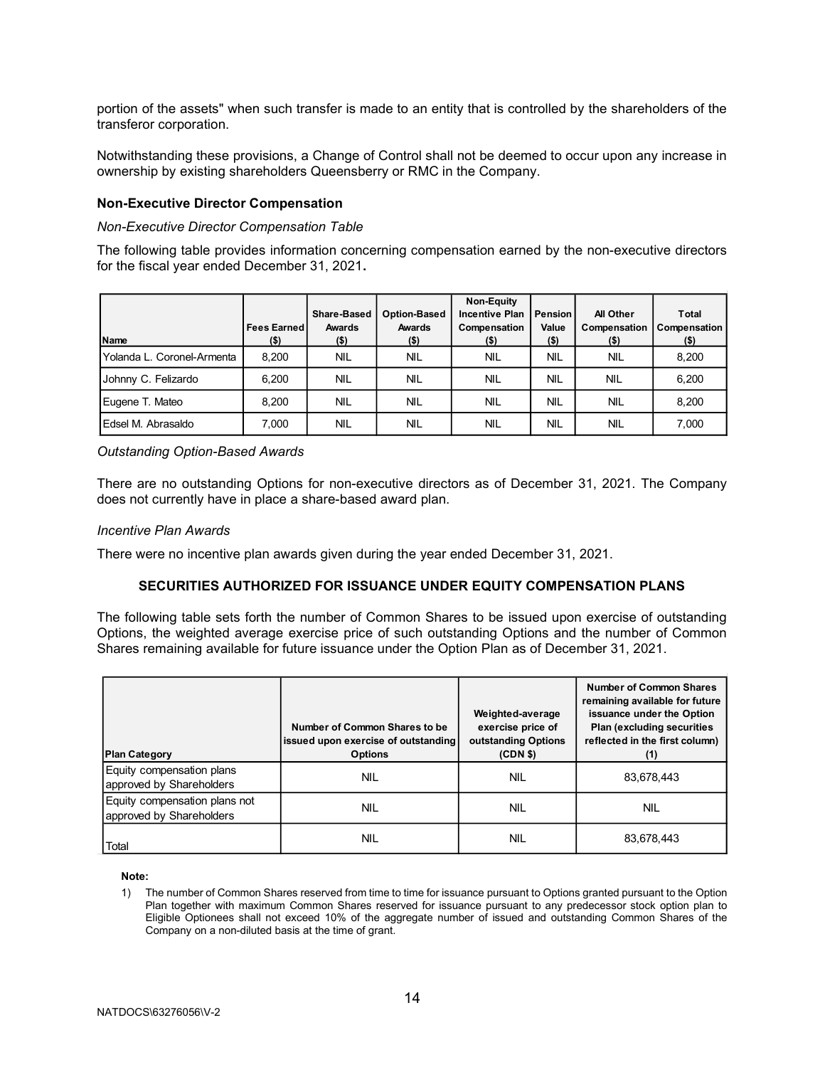portion of the assets" when such transfer is made to an entity that is controlled by the shareholders of the transferor corporation.

Notwithstanding these provisions, a Change of Control shall not be deemed to occur upon any increase in ownership by existing shareholders Queensberry or RMC in the Company.

### Non-Executive Director Compensation

*Non-Executive Director Compensation Table*

The following table provides information concerning compensation earned by the non-executive directors for the fiscal year ended December 31, 2021**.**

| Name | Fees Earned ($) | Share-Based Awards ($) | Option-Based Awards ($) | Non-Equity Incentive Plan Compensation ($) | Pension Value ($) | All Other Compensation ($) | Total Compensation ($) |
|---|---|---|---|---|---|---|---|
| Yolanda L. Coronel-Armenta | 8,200 | NIL | NIL | NIL | NIL | NIL | 8,200 |
| Johnny C. Felizardo | 6,200 | NIL | NIL | NIL | NIL | NIL | 6,200 |
| Eugene T. Mateo | 8,200 | NIL | NIL | NIL | NIL | NIL | 8,200 |
| Edsel M. Abrasaldo | 7,000 | NIL | NIL | NIL | NIL | NIL | 7,000 |

*Outstanding Option-Based Awards*

There are no outstanding Options for non-executive directors as of December 31, 2021. The Company does not currently have in place a share-based award plan.

*Incentive Plan Awards*

There were no incentive plan awards given during the year ended December 31, 2021.

### SECURITIES AUTHORIZED FOR ISSUANCE UNDER EQUITY COMPENSATION PLANS

The following table sets forth the number of Common Shares to be issued upon exercise of outstanding Options, the weighted average exercise price of such outstanding Options and the number of Common Shares remaining available for future issuance under the Option Plan as of December 31, 2021.

| Plan Category | Number of Common Shares to be issued upon exercise of outstanding Options | Weighted-average exercise price of outstanding Options (CDN $) | Number of Common Shares remaining available for future issuance under the Option Plan (excluding securities reflected in the first column) (1) |
|---|---|---|---|
| Equity compensation plans approved by Shareholders | NIL | NIL | 83,678,443 |
| Equity compensation plans not approved by Shareholders | NIL | NIL | NIL |
| Total | NIL | NIL | 83,678,443 |

**Note:**

1) The number of Common Shares reserved from time to time for issuance pursuant to Options granted pursuant to the Option Plan together with maximum Common Shares reserved for issuance pursuant to any predecessor stock option plan to Eligible Optionees shall not exceed 10% of the aggregate number of issued and outstanding Common Shares of the Company on a non-diluted basis at the time of grant.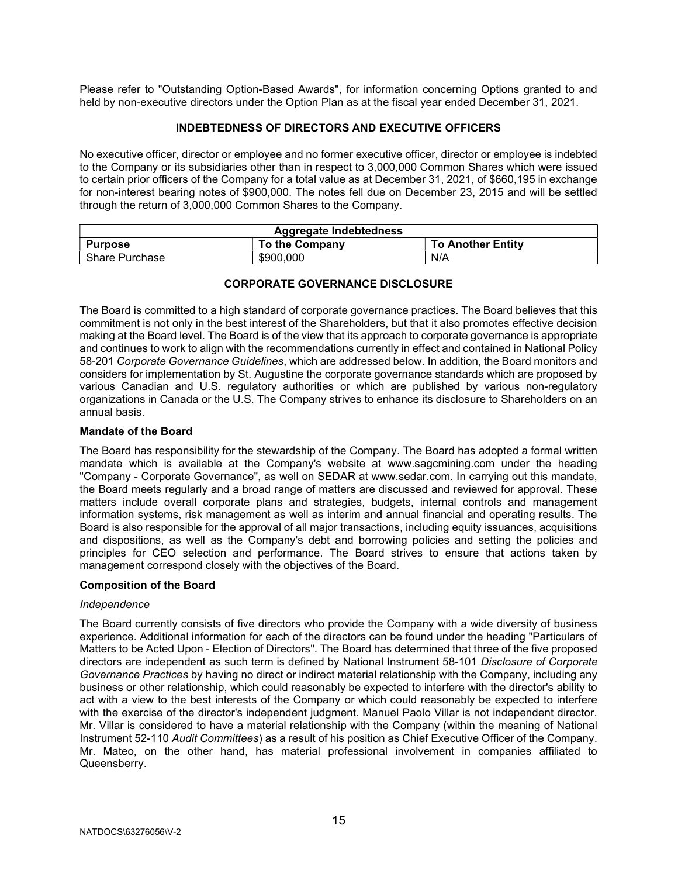Please refer to "Outstanding Option-Based Awards", for information concerning Options granted to and held by non-executive directors under the Option Plan as at the fiscal year ended December 31, 2021.

## INDEBTEDNESS OF DIRECTORS AND EXECUTIVE OFFICERS

No executive officer, director or employee and no former executive officer, director or employee is indebted to the Company or its subsidiaries other than in respect to 3,000,000 Common Shares which were issued to certain prior officers of the Company for a total value as at December 31, 2021, of $660,195 in exchange for non-interest bearing notes of $900,000. The notes fell due on December 23, 2015 and will be settled through the return of 3,000,000 Common Shares to the Company.

| Aggregate Indebtedness | | |
|---|---|---|
| **Purpose** | **To the Company** | **To Another Entity** |
| Share Purchase | $900,000 | N/A |

## CORPORATE GOVERNANCE DISCLOSURE

The Board is committed to a high standard of corporate governance practices. The Board believes that this commitment is not only in the best interest of the Shareholders, but that it also promotes effective decision making at the Board level. The Board is of the view that its approach to corporate governance is appropriate and continues to work to align with the recommendations currently in effect and contained in National Policy 58-201 *Corporate Governance Guidelines*, which are addressed below. In addition, the Board monitors and considers for implementation by St. Augustine the corporate governance standards which are proposed by various Canadian and U.S. regulatory authorities or which are published by various non-regulatory organizations in Canada or the U.S. The Company strives to enhance its disclosure to Shareholders on an annual basis.

### Mandate of the Board

The Board has responsibility for the stewardship of the Company. The Board has adopted a formal written mandate which is available at the Company's website at www.sagcmining.com under the heading "Company - Corporate Governance", as well on SEDAR at www.sedar.com. In carrying out this mandate, the Board meets regularly and a broad range of matters are discussed and reviewed for approval. These matters include overall corporate plans and strategies, budgets, internal controls and management information systems, risk management as well as interim and annual financial and operating results. The Board is also responsible for the approval of all major transactions, including equity issuances, acquisitions and dispositions, as well as the Company's debt and borrowing policies and setting the policies and principles for CEO selection and performance. The Board strives to ensure that actions taken by management correspond closely with the objectives of the Board.

### Composition of the Board

*Independence*

The Board currently consists of five directors who provide the Company with a wide diversity of business experience. Additional information for each of the directors can be found under the heading "Particulars of Matters to be Acted Upon - Election of Directors". The Board has determined that three of the five proposed directors are independent as such term is defined by National Instrument 58-101 *Disclosure of Corporate Governance Practices* by having no direct or indirect material relationship with the Company, including any business or other relationship, which could reasonably be expected to interfere with the director's ability to act with a view to the best interests of the Company or which could reasonably be expected to interfere with the exercise of the director's independent judgment. Manuel Paolo Villar is not independent director. Mr. Villar is considered to have a material relationship with the Company (within the meaning of National Instrument 52-110 *Audit Committees*) as a result of his position as Chief Executive Officer of the Company. Mr. Mateo, on the other hand, has material professional involvement in companies affiliated to Queensberry.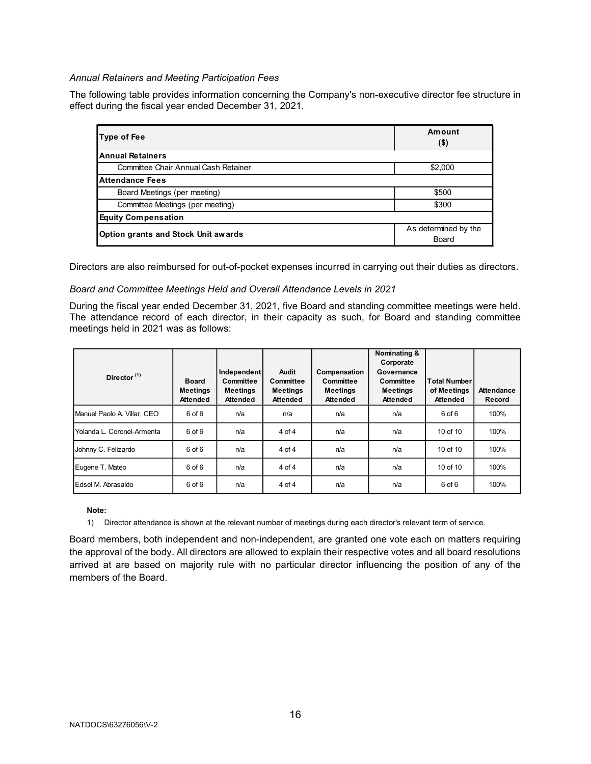*Annual Retainers and Meeting Participation Fees*

The following table provides information concerning the Company's non-executive director fee structure in effect during the fiscal year ended December 31, 2021.

| Type of Fee | Amount ($) |
|---|---|
| **Annual Retainers** | |
| Committee Chair Annual Cash Retainer | $2,000 |
| **Attendance Fees** | |
| Board Meetings (per meeting) | $500 |
| Committee Meetings (per meeting) | $300 |
| **Equity Compensation** | |
| **Option grants and Stock Unit awards** | As determined by the Board |

Directors are also reimbursed for out-of-pocket expenses incurred in carrying out their duties as directors.

*Board and Committee Meetings Held and Overall Attendance Levels in 2021*

During the fiscal year ended December 31, 2021, five Board and standing committee meetings were held. The attendance record of each director, in their capacity as such, for Board and standing committee meetings held in 2021 was as follows:

| Director [1] | Board Meetings Attended | Independent Committee Meetings Attended | Audit Committee Meetings Attended | Compensation Committee Meetings Attended | Nominating & Corporate Governance Committee Meetings Attended | Total Number of Meetings Attended | Attendance Record |
|---|---|---|---|---|---|---|---|
| Manuel Paolo A. Villar, CEO | 6 of 6 | n/a | n/a | n/a | n/a | 6 of 6 | 100% |
| Yolanda L. Coronel-Armenta | 6 of 6 | n/a | 4 of 4 | n/a | n/a | 10 of 10 | 100% |
| Johnny C. Felizardo | 6 of 6 | n/a | 4 of 4 | n/a | n/a | 10 of 10 | 100% |
| Eugene T. Mateo | 6 of 6 | n/a | 4 of 4 | n/a | n/a | 10 of 10 | 100% |
| Edsel M. Abrasaldo | 6 of 6 | n/a | 4 of 4 | n/a | n/a | 6 of 6 | 100% |

**Note:**

1) Director attendance is shown at the relevant number of meetings during each director's relevant term of service.

Board members, both independent and non-independent, are granted one vote each on matters requiring the approval of the body. All directors are allowed to explain their respective votes and all board resolutions arrived at are based on majority rule with no particular director influencing the position of any of the members of the Board.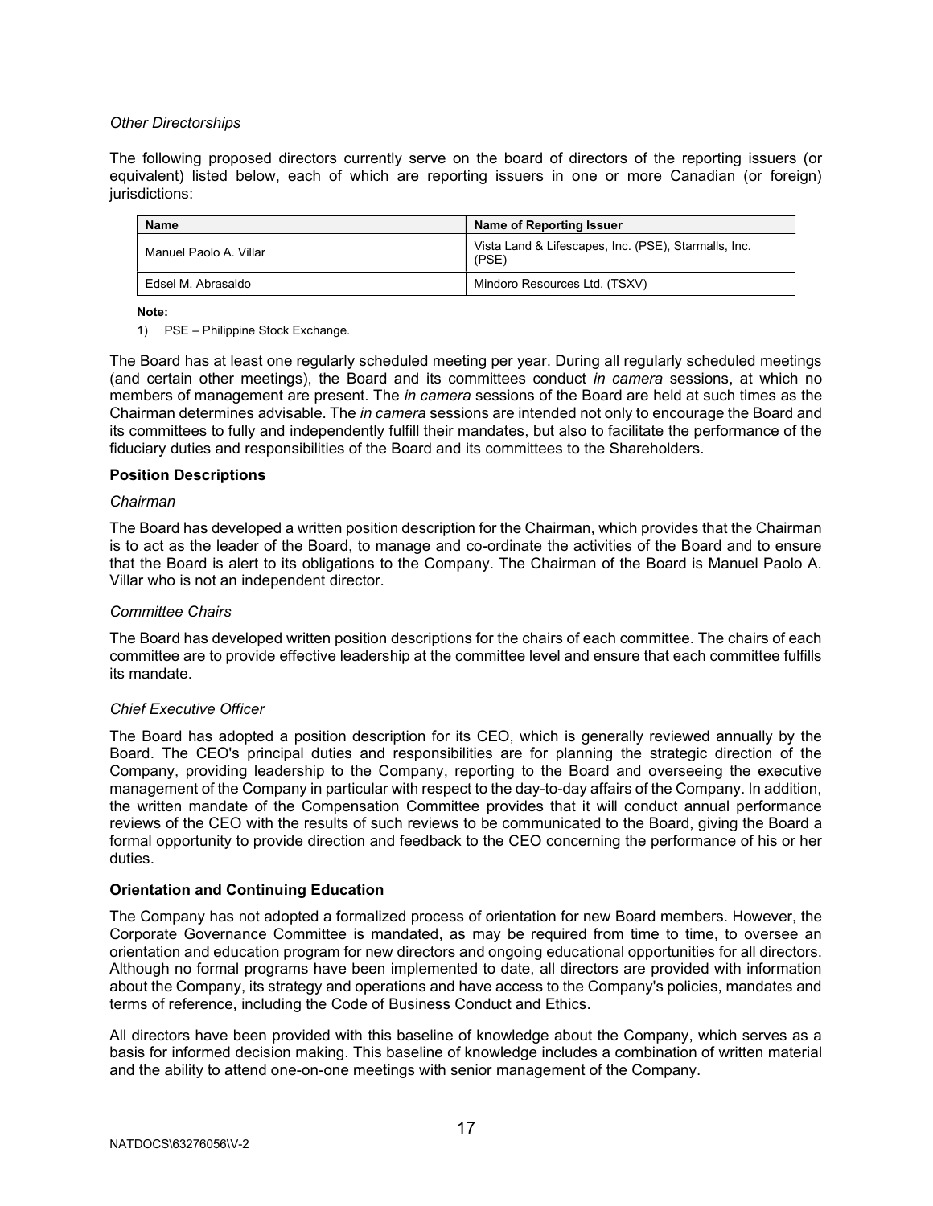*Other Directorships*

The following proposed directors currently serve on the board of directors of the reporting issuers (or equivalent) listed below, each of which are reporting issuers in one or more Canadian (or foreign) jurisdictions:

| Name | Name of Reporting Issuer |
|---|---|
| Manuel Paolo A. Villar | Vista Land & Lifescapes, Inc. (PSE), Starmalls, Inc. (PSE) |
| Edsel M. Abrasaldo | Mindoro Resources Ltd. (TSXV) |

**Note:**

1) PSE – Philippine Stock Exchange.

The Board has at least one regularly scheduled meeting per year. During all regularly scheduled meetings (and certain other meetings), the Board and its committees conduct *in camera* sessions, at which no members of management are present. The *in camera* sessions of the Board are held at such times as the Chairman determines advisable. The *in camera* sessions are intended not only to encourage the Board and its committees to fully and independently fulfill their mandates, but also to facilitate the performance of the fiduciary duties and responsibilities of the Board and its committees to the Shareholders.

### Position Descriptions

*Chairman*

The Board has developed a written position description for the Chairman, which provides that the Chairman is to act as the leader of the Board, to manage and co-ordinate the activities of the Board and to ensure that the Board is alert to its obligations to the Company. The Chairman of the Board is Manuel Paolo A. Villar who is not an independent director.

*Committee Chairs*

The Board has developed written position descriptions for the chairs of each committee. The chairs of each committee are to provide effective leadership at the committee level and ensure that each committee fulfills its mandate.

*Chief Executive Officer*

The Board has adopted a position description for its CEO, which is generally reviewed annually by the Board. The CEO's principal duties and responsibilities are for planning the strategic direction of the Company, providing leadership to the Company, reporting to the Board and overseeing the executive management of the Company in particular with respect to the day-to-day affairs of the Company. In addition, the written mandate of the Compensation Committee provides that it will conduct annual performance reviews of the CEO with the results of such reviews to be communicated to the Board, giving the Board a formal opportunity to provide direction and feedback to the CEO concerning the performance of his or her duties.

### Orientation and Continuing Education

The Company has not adopted a formalized process of orientation for new Board members. However, the Corporate Governance Committee is mandated, as may be required from time to time, to oversee an orientation and education program for new directors and ongoing educational opportunities for all directors. Although no formal programs have been implemented to date, all directors are provided with information about the Company, its strategy and operations and have access to the Company's policies, mandates and terms of reference, including the Code of Business Conduct and Ethics.

All directors have been provided with this baseline of knowledge about the Company, which serves as a basis for informed decision making. This baseline of knowledge includes a combination of written material and the ability to attend one-on-one meetings with senior management of the Company.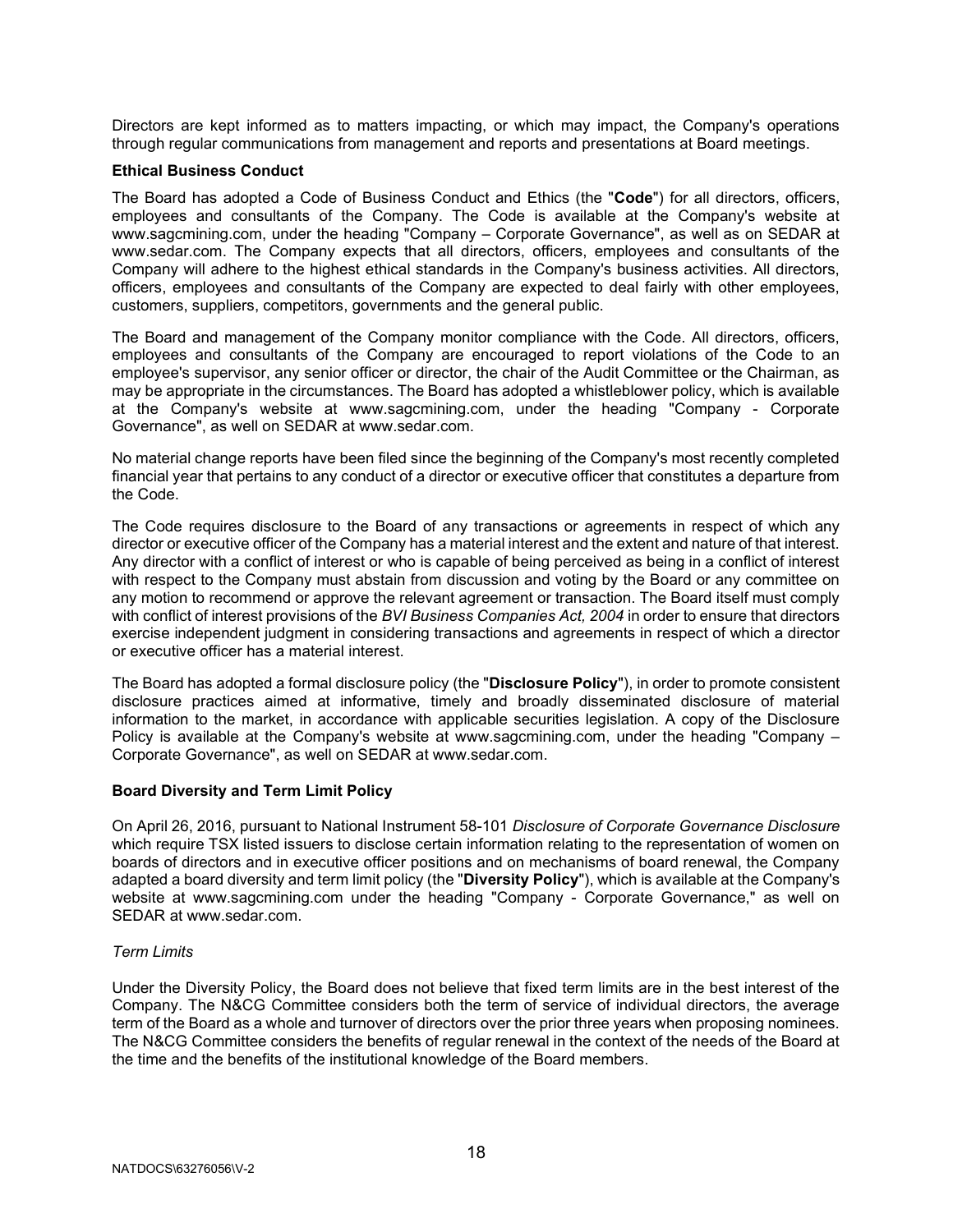Directors are kept informed as to matters impacting, or which may impact, the Company's operations through regular communications from management and reports and presentations at Board meetings.

**Ethical Business Conduct**

The Board has adopted a Code of Business Conduct and Ethics (the "**Code**") for all directors, officers, employees and consultants of the Company. The Code is available at the Company's website at www.sagcmining.com, under the heading "Company – Corporate Governance", as well as on SEDAR at www.sedar.com. The Company expects that all directors, officers, employees and consultants of the Company will adhere to the highest ethical standards in the Company's business activities. All directors, officers, employees and consultants of the Company are expected to deal fairly with other employees, customers, suppliers, competitors, governments and the general public.

The Board and management of the Company monitor compliance with the Code. All directors, officers, employees and consultants of the Company are encouraged to report violations of the Code to an employee's supervisor, any senior officer or director, the chair of the Audit Committee or the Chairman, as may be appropriate in the circumstances. The Board has adopted a whistleblower policy, which is available at the Company's website at www.sagcmining.com, under the heading "Company - Corporate Governance", as well on SEDAR at www.sedar.com.

No material change reports have been filed since the beginning of the Company's most recently completed financial year that pertains to any conduct of a director or executive officer that constitutes a departure from the Code.

The Code requires disclosure to the Board of any transactions or agreements in respect of which any director or executive officer of the Company has a material interest and the extent and nature of that interest. Any director with a conflict of interest or who is capable of being perceived as being in a conflict of interest with respect to the Company must abstain from discussion and voting by the Board or any committee on any motion to recommend or approve the relevant agreement or transaction. The Board itself must comply with conflict of interest provisions of the *BVI Business Companies Act, 2004* in order to ensure that directors exercise independent judgment in considering transactions and agreements in respect of which a director or executive officer has a material interest.

The Board has adopted a formal disclosure policy (the "**Disclosure Policy**"), in order to promote consistent disclosure practices aimed at informative, timely and broadly disseminated disclosure of material information to the market, in accordance with applicable securities legislation. A copy of the Disclosure Policy is available at the Company's website at www.sagcmining.com, under the heading "Company – Corporate Governance", as well on SEDAR at www.sedar.com.

**Board Diversity and Term Limit Policy**

On April 26, 2016, pursuant to National Instrument 58-101 *Disclosure of Corporate Governance Disclosure* which require TSX listed issuers to disclose certain information relating to the representation of women on boards of directors and in executive officer positions and on mechanisms of board renewal, the Company adapted a board diversity and term limit policy (the "**Diversity Policy**"), which is available at the Company's website at www.sagcmining.com under the heading "Company - Corporate Governance," as well on SEDAR at www.sedar.com.

*Term Limits*

Under the Diversity Policy, the Board does not believe that fixed term limits are in the best interest of the Company. The N&CG Committee considers both the term of service of individual directors, the average term of the Board as a whole and turnover of directors over the prior three years when proposing nominees. The N&CG Committee considers the benefits of regular renewal in the context of the needs of the Board at the time and the benefits of the institutional knowledge of the Board members.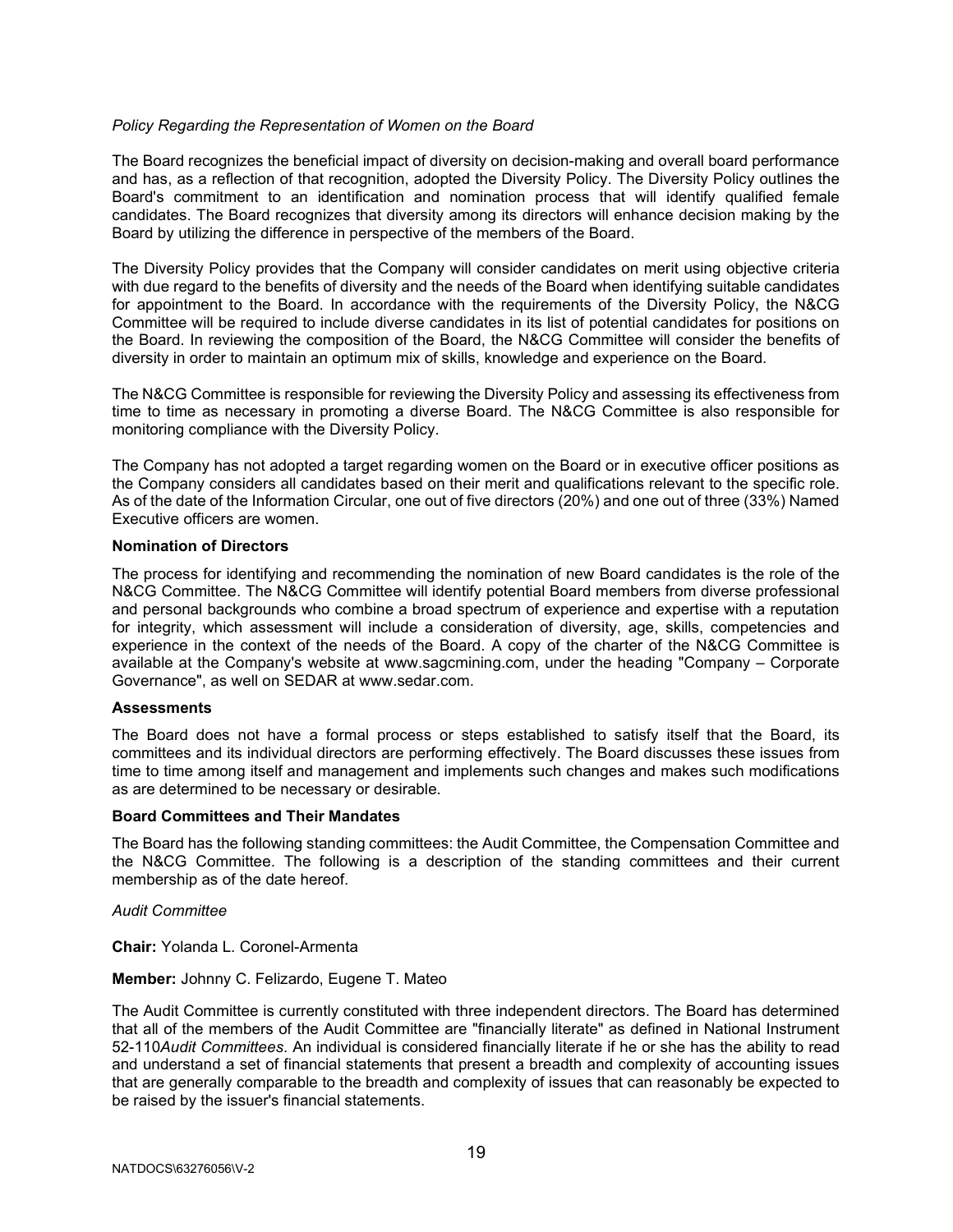*Policy Regarding the Representation of Women on the Board*

The Board recognizes the beneficial impact of diversity on decision-making and overall board performance and has, as a reflection of that recognition, adopted the Diversity Policy. The Diversity Policy outlines the Board's commitment to an identification and nomination process that will identify qualified female candidates. The Board recognizes that diversity among its directors will enhance decision making by the Board by utilizing the difference in perspective of the members of the Board.

The Diversity Policy provides that the Company will consider candidates on merit using objective criteria with due regard to the benefits of diversity and the needs of the Board when identifying suitable candidates for appointment to the Board. In accordance with the requirements of the Diversity Policy, the N&CG Committee will be required to include diverse candidates in its list of potential candidates for positions on the Board. In reviewing the composition of the Board, the N&CG Committee will consider the benefits of diversity in order to maintain an optimum mix of skills, knowledge and experience on the Board.

The N&CG Committee is responsible for reviewing the Diversity Policy and assessing its effectiveness from time to time as necessary in promoting a diverse Board. The N&CG Committee is also responsible for monitoring compliance with the Diversity Policy.

The Company has not adopted a target regarding women on the Board or in executive officer positions as the Company considers all candidates based on their merit and qualifications relevant to the specific role. As of the date of the Information Circular, one out of five directors (20%) and one out of three (33%) Named Executive officers are women.

**Nomination of Directors**

The process for identifying and recommending the nomination of new Board candidates is the role of the N&CG Committee. The N&CG Committee will identify potential Board members from diverse professional and personal backgrounds who combine a broad spectrum of experience and expertise with a reputation for integrity, which assessment will include a consideration of diversity, age, skills, competencies and experience in the context of the needs of the Board. A copy of the charter of the N&CG Committee is available at the Company's website at www.sagcmining.com, under the heading "Company – Corporate Governance", as well on SEDAR at www.sedar.com.

**Assessments**

The Board does not have a formal process or steps established to satisfy itself that the Board, its committees and its individual directors are performing effectively. The Board discusses these issues from time to time among itself and management and implements such changes and makes such modifications as are determined to be necessary or desirable.

**Board Committees and Their Mandates**

The Board has the following standing committees: the Audit Committee, the Compensation Committee and the N&CG Committee. The following is a description of the standing committees and their current membership as of the date hereof.

*Audit Committee*

**Chair:** Yolanda L. Coronel-Armenta

**Member:** Johnny C. Felizardo, Eugene T. Mateo

The Audit Committee is currently constituted with three independent directors. The Board has determined that all of the members of the Audit Committee are "financially literate" as defined in National Instrument 52-110*Audit Committees*. An individual is considered financially literate if he or she has the ability to read and understand a set of financial statements that present a breadth and complexity of accounting issues that are generally comparable to the breadth and complexity of issues that can reasonably be expected to be raised by the issuer's financial statements.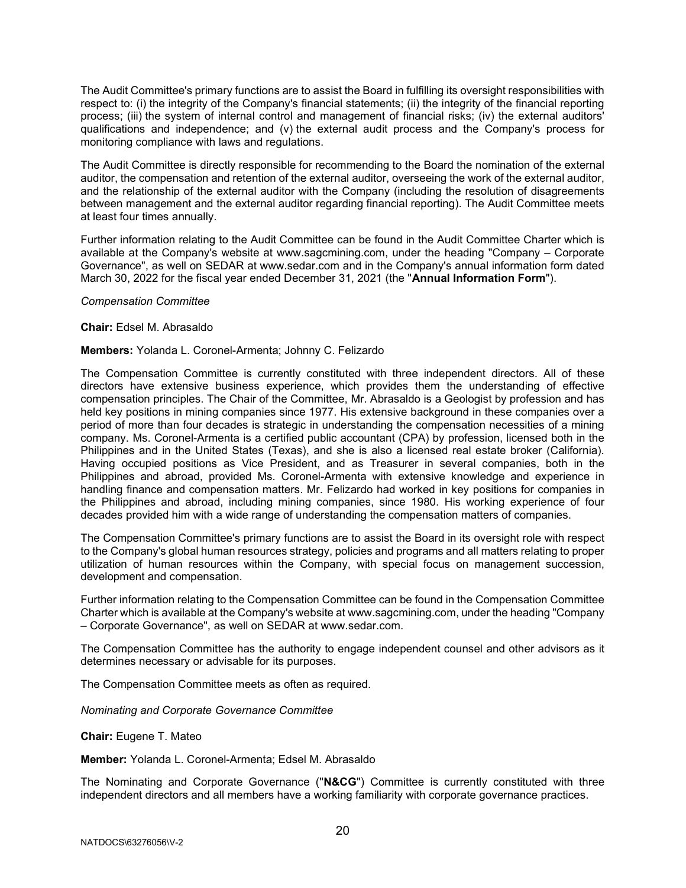The Audit Committee's primary functions are to assist the Board in fulfilling its oversight responsibilities with respect to: (i) the integrity of the Company's financial statements; (ii) the integrity of the financial reporting process; (iii) the system of internal control and management of financial risks; (iv) the external auditors' qualifications and independence; and (v) the external audit process and the Company's process for monitoring compliance with laws and regulations.

The Audit Committee is directly responsible for recommending to the Board the nomination of the external auditor, the compensation and retention of the external auditor, overseeing the work of the external auditor, and the relationship of the external auditor with the Company (including the resolution of disagreements between management and the external auditor regarding financial reporting). The Audit Committee meets at least four times annually.

Further information relating to the Audit Committee can be found in the Audit Committee Charter which is available at the Company's website at www.sagcmining.com, under the heading "Company – Corporate Governance", as well on SEDAR at www.sedar.com and in the Company's annual information form dated March 30, 2022 for the fiscal year ended December 31, 2021 (the "**Annual Information Form**").

*Compensation Committee*

**Chair:** Edsel M. Abrasaldo

**Members:** Yolanda L. Coronel-Armenta; Johnny C. Felizardo

The Compensation Committee is currently constituted with three independent directors. All of these directors have extensive business experience, which provides them the understanding of effective compensation principles. The Chair of the Committee, Mr. Abrasaldo is a Geologist by profession and has held key positions in mining companies since 1977. His extensive background in these companies over a period of more than four decades is strategic in understanding the compensation necessities of a mining company. Ms. Coronel-Armenta is a certified public accountant (CPA) by profession, licensed both in the Philippines and in the United States (Texas), and she is also a licensed real estate broker (California). Having occupied positions as Vice President, and as Treasurer in several companies, both in the Philippines and abroad, provided Ms. Coronel-Armenta with extensive knowledge and experience in handling finance and compensation matters. Mr. Felizardo had worked in key positions for companies in the Philippines and abroad, including mining companies, since 1980. His working experience of four decades provided him with a wide range of understanding the compensation matters of companies.

The Compensation Committee's primary functions are to assist the Board in its oversight role with respect to the Company's global human resources strategy, policies and programs and all matters relating to proper utilization of human resources within the Company, with special focus on management succession, development and compensation.

Further information relating to the Compensation Committee can be found in the Compensation Committee Charter which is available at the Company's website at www.sagcmining.com, under the heading "Company – Corporate Governance", as well on SEDAR at www.sedar.com.

The Compensation Committee has the authority to engage independent counsel and other advisors as it determines necessary or advisable for its purposes.

The Compensation Committee meets as often as required.

*Nominating and Corporate Governance Committee*

**Chair:** Eugene T. Mateo

**Member:** Yolanda L. Coronel-Armenta; Edsel M. Abrasaldo

The Nominating and Corporate Governance ("**N&CG**") Committee is currently constituted with three independent directors and all members have a working familiarity with corporate governance practices.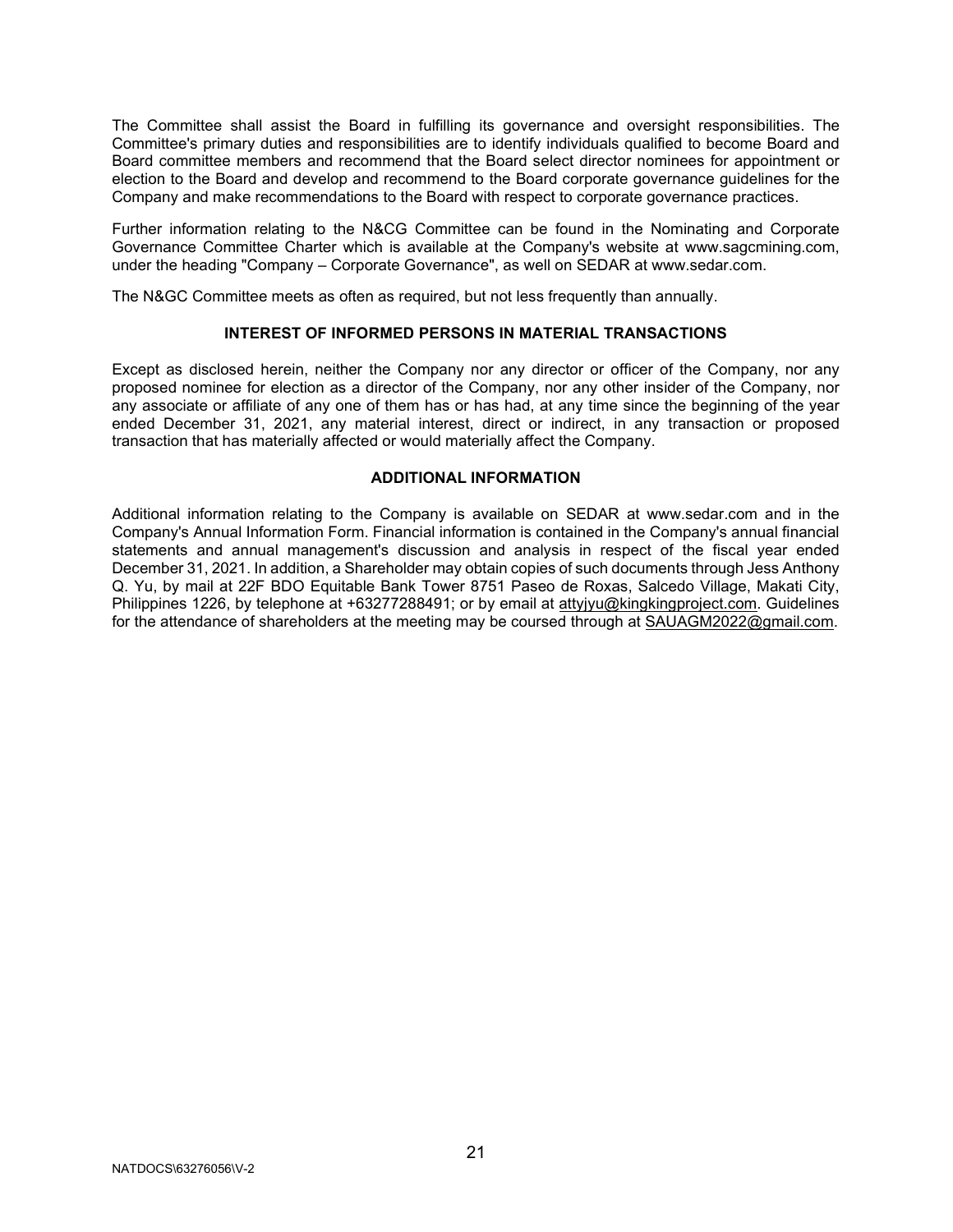The Committee shall assist the Board in fulfilling its governance and oversight responsibilities. The Committee's primary duties and responsibilities are to identify individuals qualified to become Board and Board committee members and recommend that the Board select director nominees for appointment or election to the Board and develop and recommend to the Board corporate governance guidelines for the Company and make recommendations to the Board with respect to corporate governance practices.

Further information relating to the N&CG Committee can be found in the Nominating and Corporate Governance Committee Charter which is available at the Company's website at www.sagcmining.com, under the heading "Company – Corporate Governance", as well on SEDAR at www.sedar.com.

The N&GC Committee meets as often as required, but not less frequently than annually.

## INTEREST OF INFORMED PERSONS IN MATERIAL TRANSACTIONS

Except as disclosed herein, neither the Company nor any director or officer of the Company, nor any proposed nominee for election as a director of the Company, nor any other insider of the Company, nor any associate or affiliate of any one of them has or has had, at any time since the beginning of the year ended December 31, 2021, any material interest, direct or indirect, in any transaction or proposed transaction that has materially affected or would materially affect the Company.

## ADDITIONAL INFORMATION

Additional information relating to the Company is available on SEDAR at www.sedar.com and in the Company's Annual Information Form. Financial information is contained in the Company's annual financial statements and annual management's discussion and analysis in respect of the fiscal year ended December 31, 2021. In addition, a Shareholder may obtain copies of such documents through Jess Anthony Q. Yu, by mail at 22F BDO Equitable Bank Tower 8751 Paseo de Roxas, Salcedo Village, Makati City, Philippines 1226, by telephone at +63277288491; or by email at attyjyu@kingkingproject.com. Guidelines for the attendance of shareholders at the meeting may be coursed through at SAUAGM2022@gmail.com.

NATDOCS\63276056\V-2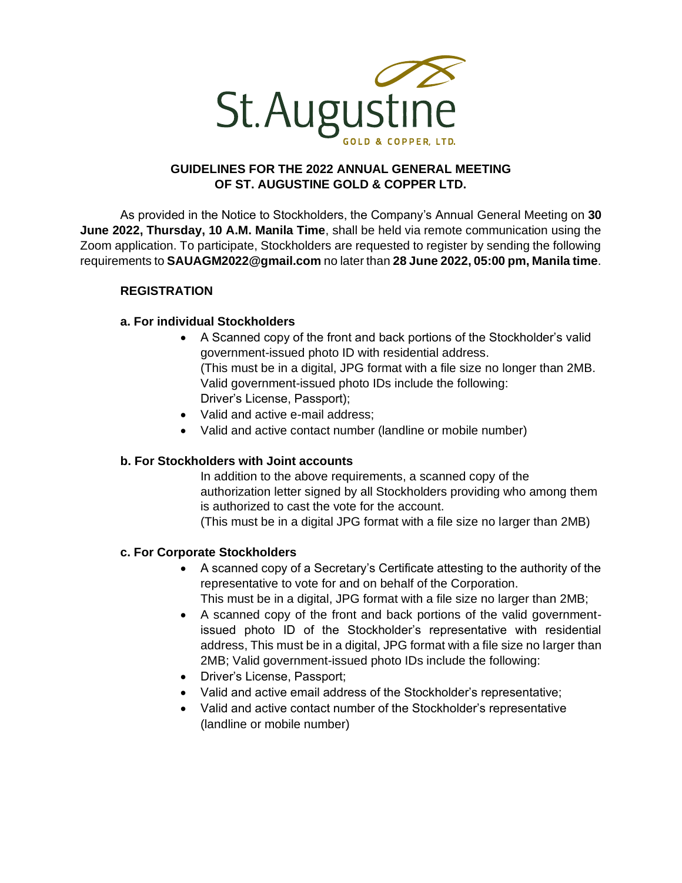St. Augustine GOLD & COPPER, LTD.

**GUIDELINES FOR THE 2022 ANNUAL GENERAL MEETING OF ST. AUGUSTINE GOLD & COPPER LTD.**

As provided in the Notice to Stockholders, the Company's Annual General Meeting on **30 June 2022, Thursday, 10 A.M. Manila Time**, shall be held via remote communication using the Zoom application. To participate, Stockholders are requested to register by sending the following requirements to **SAUAGM2022@gmail.com** no later than **28 June 2022, 05:00 pm, Manila time**.

**REGISTRATION**

**a. For individual Stockholders**

- A Scanned copy of the front and back portions of the Stockholder's valid government-issued photo ID with residential address.
  (This must be in a digital, JPG format with a file size no longer than 2MB. Valid government-issued photo IDs include the following: Driver's License, Passport);
- Valid and active e-mail address;
- Valid and active contact number (landline or mobile number)

**b. For Stockholders with Joint accounts**

In addition to the above requirements, a scanned copy of the authorization letter signed by all Stockholders providing who among them is authorized to cast the vote for the account.
(This must be in a digital JPG format with a file size no larger than 2MB)

**c. For Corporate Stockholders**

- A scanned copy of a Secretary's Certificate attesting to the authority of the representative to vote for and on behalf of the Corporation.
  This must be in a digital, JPG format with a file size no larger than 2MB;
- A scanned copy of the front and back portions of the valid government-issued photo ID of the Stockholder's representative with residential address, This must be in a digital, JPG format with a file size no larger than 2MB; Valid government-issued photo IDs include the following:
- Driver's License, Passport;
- Valid and active email address of the Stockholder's representative;
- Valid and active contact number of the Stockholder's representative (landline or mobile number)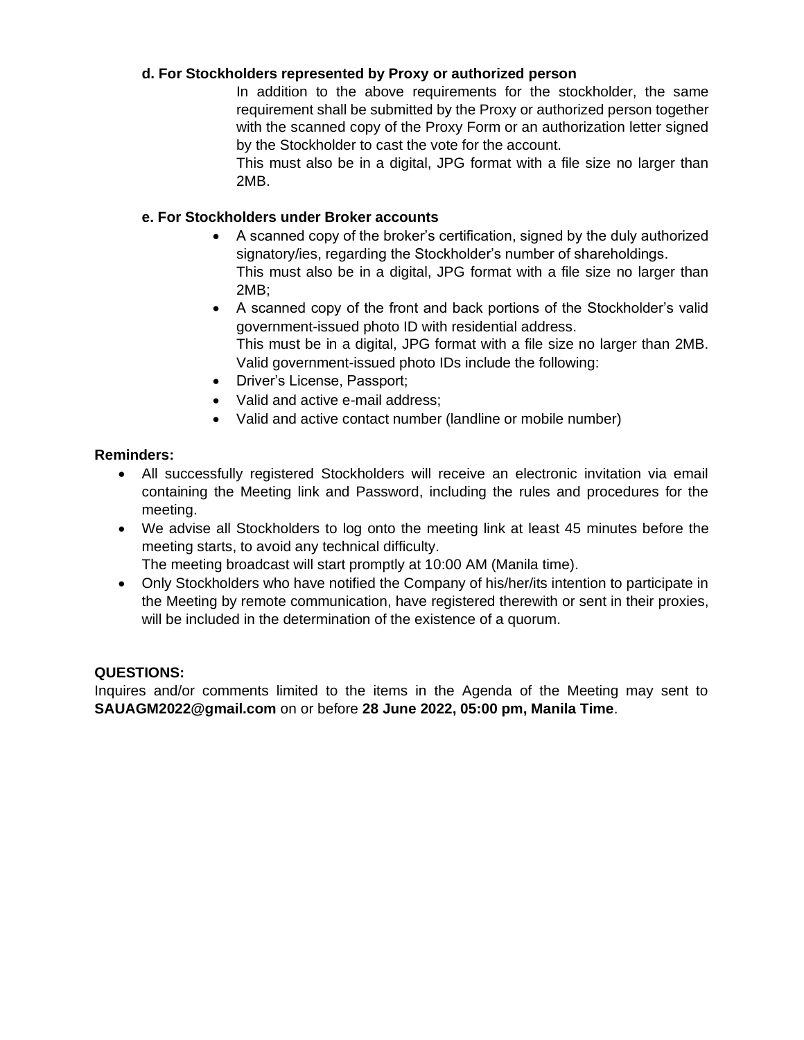**d. For Stockholders represented by Proxy or authorized person**

In addition to the above requirements for the stockholder, the same requirement shall be submitted by the Proxy or authorized person together with the scanned copy of the Proxy Form or an authorization letter signed by the Stockholder to cast the vote for the account.

This must also be in a digital, JPG format with a file size no larger than 2MB.

**e. For Stockholders under Broker accounts**

- A scanned copy of the broker's certification, signed by the duly authorized signatory/ies, regarding the Stockholder's number of shareholdings.
  This must also be in a digital, JPG format with a file size no larger than 2MB;
- A scanned copy of the front and back portions of the Stockholder's valid government-issued photo ID with residential address.
  This must be in a digital, JPG format with a file size no larger than 2MB. Valid government-issued photo IDs include the following:
- Driver's License, Passport;
- Valid and active e-mail address;
- Valid and active contact number (landline or mobile number)

**Reminders:**

- All successfully registered Stockholders will receive an electronic invitation via email containing the Meeting link and Password, including the rules and procedures for the meeting.
- We advise all Stockholders to log onto the meeting link at least 45 minutes before the meeting starts, to avoid any technical difficulty.
  The meeting broadcast will start promptly at 10:00 AM (Manila time).
- Only Stockholders who have notified the Company of his/her/its intention to participate in the Meeting by remote communication, have registered therewith or sent in their proxies, will be included in the determination of the existence of a quorum.

**QUESTIONS:**

Inquires and/or comments limited to the items in the Agenda of the Meeting may sent to **SAUAGM2022@gmail.com** on or before **28 June 2022, 05:00 pm, Manila Time**.